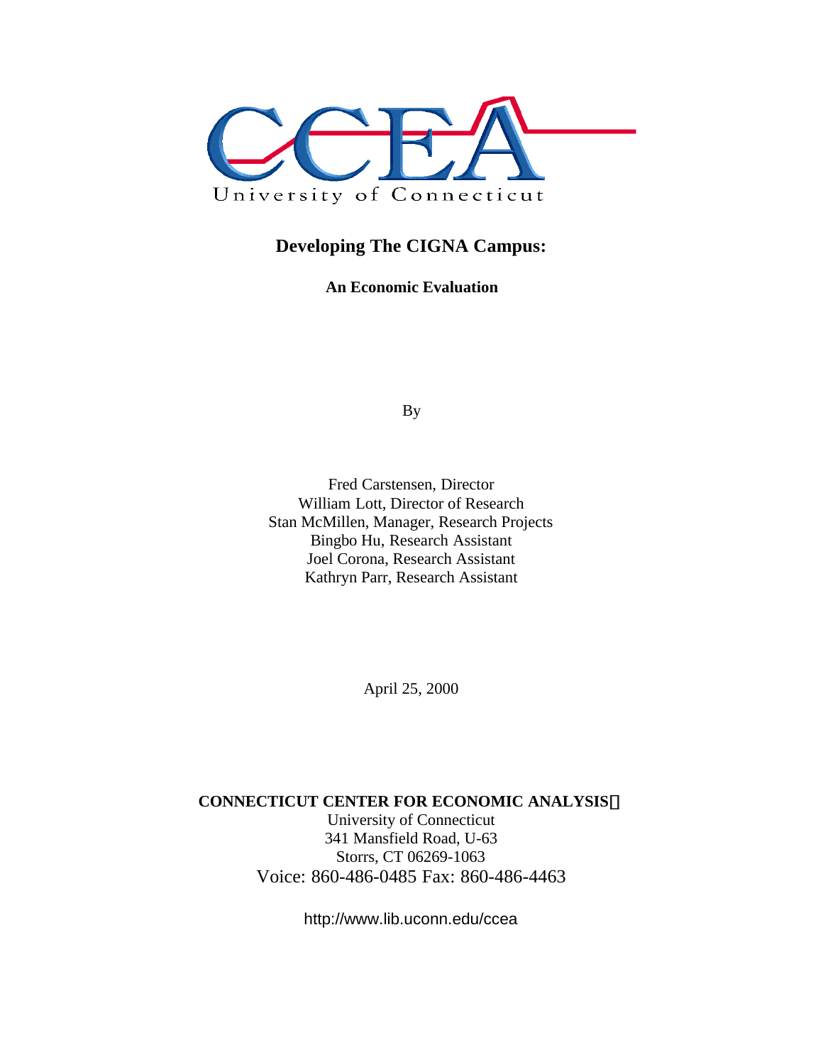CCEA

University of Connecticut

# Developing The CIGNA Campus:

**An Economic Evaluation**

By

Fred Carstensen, Director
William Lott, Director of Research
Stan McMillen, Manager, Research Projects
Bingbo Hu, Research Assistant
Joel Corona, Research Assistant
Kathryn Parr, Research Assistant

April 25, 2000

**CONNECTICUT CENTER FOR ECONOMIC ANALYSIS**
University of Connecticut
341 Mansfield Road, U-63
Storrs, CT 06269-1063
Voice: 860-486-0485 Fax: 860-486-4463

http://www.lib.uconn.edu/ccea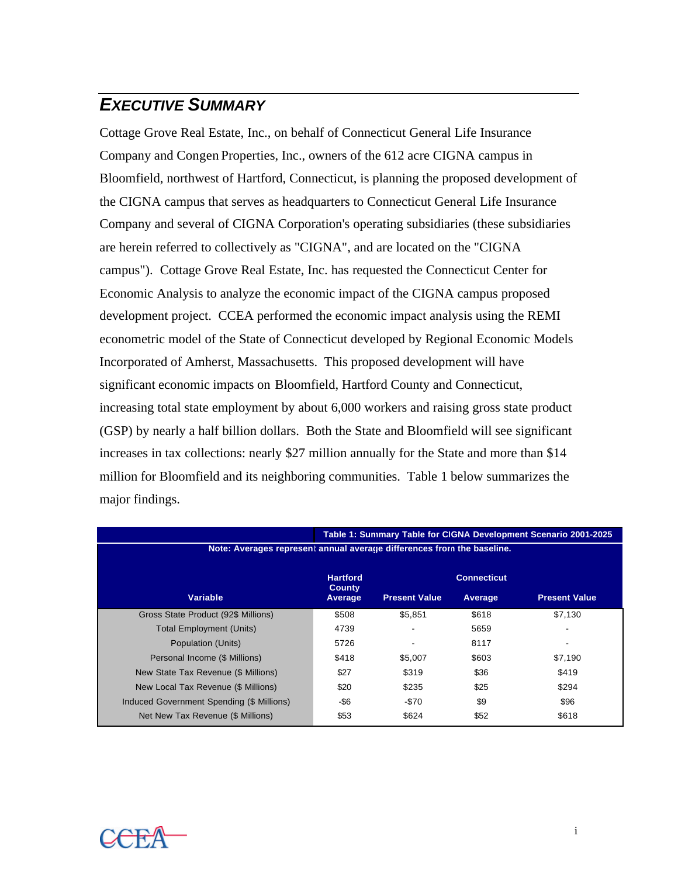## *Executive Summary*

Cottage Grove Real Estate, Inc., on behalf of Connecticut General Life Insurance Company and Congen Properties, Inc., owners of the 612 acre CIGNA campus in Bloomfield, northwest of Hartford, Connecticut, is planning the proposed development of the CIGNA campus that serves as headquarters to Connecticut General Life Insurance Company and several of CIGNA Corporation's operating subsidiaries (these subsidiaries are herein referred to collectively as "CIGNA", and are located on the "CIGNA campus"). Cottage Grove Real Estate, Inc. has requested the Connecticut Center for Economic Analysis to analyze the economic impact of the CIGNA campus proposed development project. CCEA performed the economic impact analysis using the REMI econometric model of the State of Connecticut developed by Regional Economic Models Incorporated of Amherst, Massachusetts. This proposed development will have significant economic impacts on Bloomfield, Hartford County and Connecticut, increasing total state employment by about 6,000 workers and raising gross state product (GSP) by nearly a half billion dollars. Both the State and Bloomfield will see significant increases in tax collections: nearly $27 million annually for the State and more than $14 million for Bloomfield and its neighboring communities. Table 1 below summarizes the major findings.

**Table 1: Summary Table for CIGNA Development Scenario 2001-2025**

Note: Averages represent annual average differences from the baseline.

| Variable | Hartford County Average | Present Value | Connecticut Average | Present Value |
|---|---|---|---|---|
| Gross State Product (92$ Millions) | $508 | $5,851 | $618 | $7,130 |
| Total Employment (Units) | 4739 | - | 5659 | - |
| Population (Units) | 5726 | - | 8117 | - |
| Personal Income ($ Millions) | $418 | $5,007 | $603 | $7,190 |
| New State Tax Revenue ($ Millions) | $27 | $319 | $36 | $419 |
| New Local Tax Revenue ($ Millions) | $20 | $235 | $25 | $294 |
| Induced Government Spending ($ Millions) | -$6 | -$70 | $9 | $96 |
| Net New Tax Revenue ($ Millions) | $53 | $624 | $52 | $618 |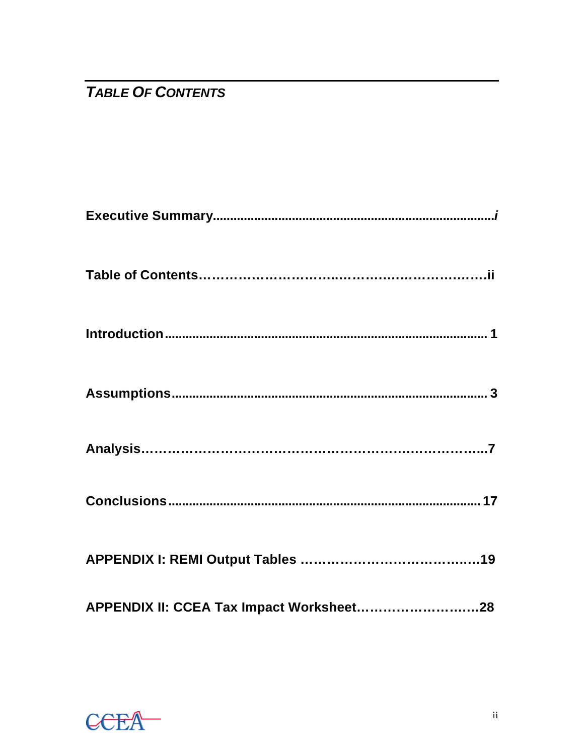## *TABLE OF CONTENTS*

**Executive Summary......................................................................................*i***

**Table of Contents…………………………..…………………………….ii**

**Introduction............................................................................................... 1**

**Assumptions............................................................................................ 3**

**Analysis……………………………………………………………………..7**

**Conclusions........................................................................................... 17**

**APPENDIX I: REMI Output Tables ………………………………….19**

**APPENDIX II: CCEA Tax Impact Worksheet……………………….28**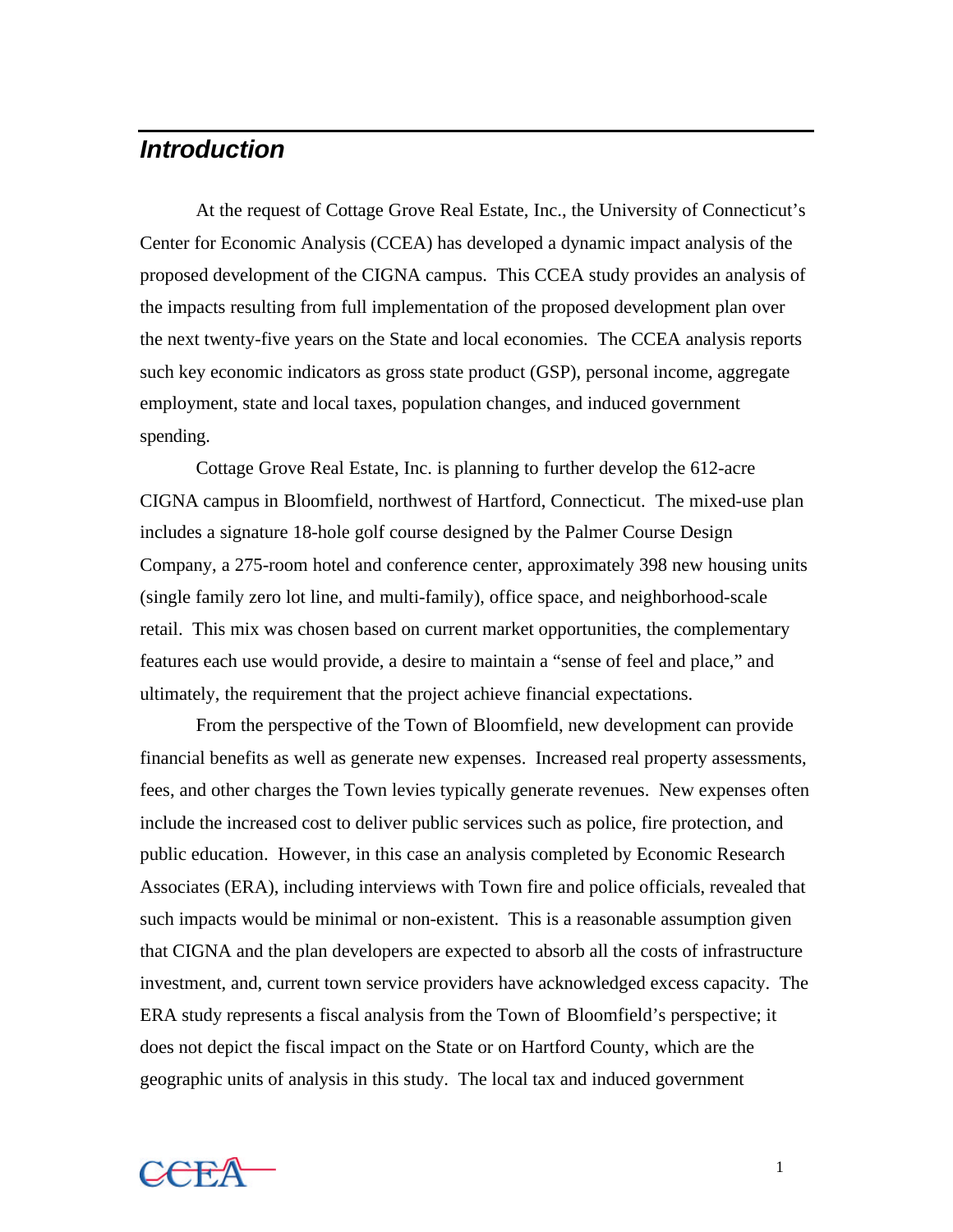## *Introduction*

At the request of Cottage Grove Real Estate, Inc., the University of Connecticut's Center for Economic Analysis (CCEA) has developed a dynamic impact analysis of the proposed development of the CIGNA campus. This CCEA study provides an analysis of the impacts resulting from full implementation of the proposed development plan over the next twenty-five years on the State and local economies. The CCEA analysis reports such key economic indicators as gross state product (GSP), personal income, aggregate employment, state and local taxes, population changes, and induced government spending.

Cottage Grove Real Estate, Inc. is planning to further develop the 612-acre CIGNA campus in Bloomfield, northwest of Hartford, Connecticut. The mixed-use plan includes a signature 18-hole golf course designed by the Palmer Course Design Company, a 275-room hotel and conference center, approximately 398 new housing units (single family zero lot line, and multi-family), office space, and neighborhood-scale retail. This mix was chosen based on current market opportunities, the complementary features each use would provide, a desire to maintain a "sense of feel and place," and ultimately, the requirement that the project achieve financial expectations.

From the perspective of the Town of Bloomfield, new development can provide financial benefits as well as generate new expenses. Increased real property assessments, fees, and other charges the Town levies typically generate revenues. New expenses often include the increased cost to deliver public services such as police, fire protection, and public education. However, in this case an analysis completed by Economic Research Associates (ERA), including interviews with Town fire and police officials, revealed that such impacts would be minimal or non-existent. This is a reasonable assumption given that CIGNA and the plan developers are expected to absorb all the costs of infrastructure investment, and, current town service providers have acknowledged excess capacity. The ERA study represents a fiscal analysis from the Town of Bloomfield's perspective; it does not depict the fiscal impact on the State or on Hartford County, which are the geographic units of analysis in this study. The local tax and induced government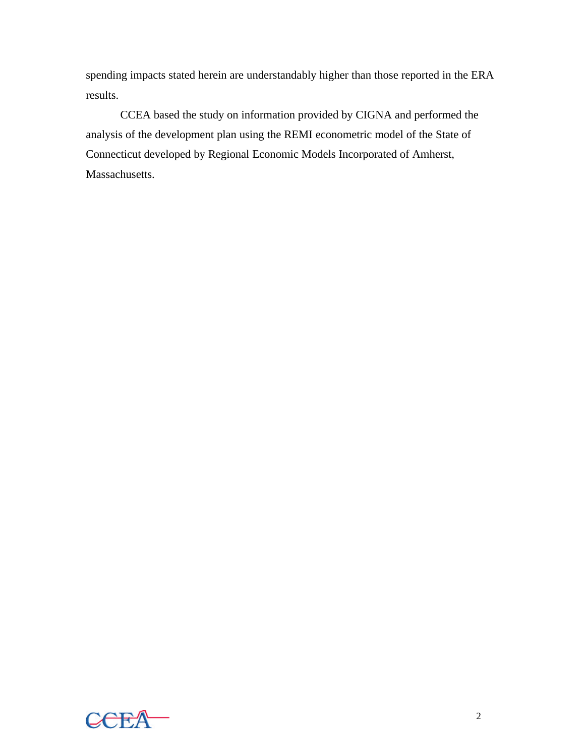spending impacts stated herein are understandably higher than those reported in the ERA results.

CCEA based the study on information provided by CIGNA and performed the analysis of the development plan using the REMI econometric model of the State of Connecticut developed by Regional Economic Models Incorporated of Amherst, Massachusetts.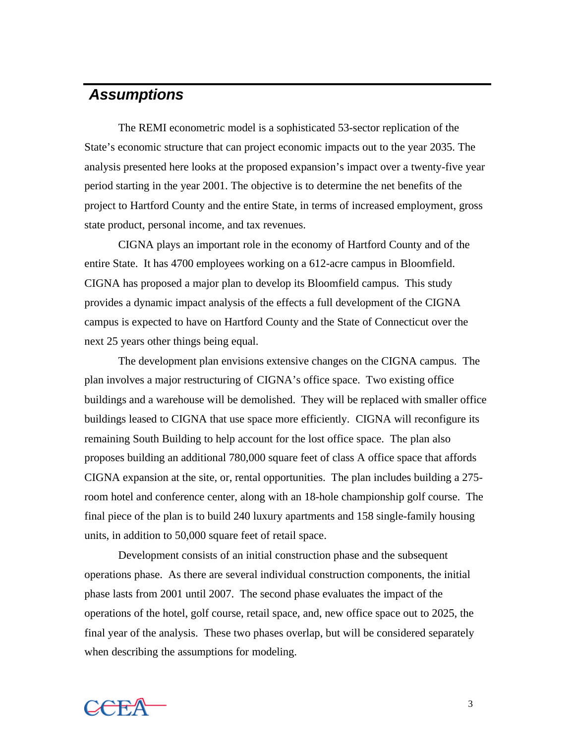## *Assumptions*

The REMI econometric model is a sophisticated 53-sector replication of the State's economic structure that can project economic impacts out to the year 2035. The analysis presented here looks at the proposed expansion's impact over a twenty-five year period starting in the year 2001. The objective is to determine the net benefits of the project to Hartford County and the entire State, in terms of increased employment, gross state product, personal income, and tax revenues.

CIGNA plays an important role in the economy of Hartford County and of the entire State. It has 4700 employees working on a 612-acre campus in Bloomfield. CIGNA has proposed a major plan to develop its Bloomfield campus. This study provides a dynamic impact analysis of the effects a full development of the CIGNA campus is expected to have on Hartford County and the State of Connecticut over the next 25 years other things being equal.

The development plan envisions extensive changes on the CIGNA campus. The plan involves a major restructuring of CIGNA's office space. Two existing office buildings and a warehouse will be demolished. They will be replaced with smaller office buildings leased to CIGNA that use space more efficiently. CIGNA will reconfigure its remaining South Building to help account for the lost office space. The plan also proposes building an additional 780,000 square feet of class A office space that affords CIGNA expansion at the site, or, rental opportunities. The plan includes building a 275-room hotel and conference center, along with an 18-hole championship golf course. The final piece of the plan is to build 240 luxury apartments and 158 single-family housing units, in addition to 50,000 square feet of retail space.

Development consists of an initial construction phase and the subsequent operations phase. As there are several individual construction components, the initial phase lasts from 2001 until 2007. The second phase evaluates the impact of the operations of the hotel, golf course, retail space, and, new office space out to 2025, the final year of the analysis. These two phases overlap, but will be considered separately when describing the assumptions for modeling.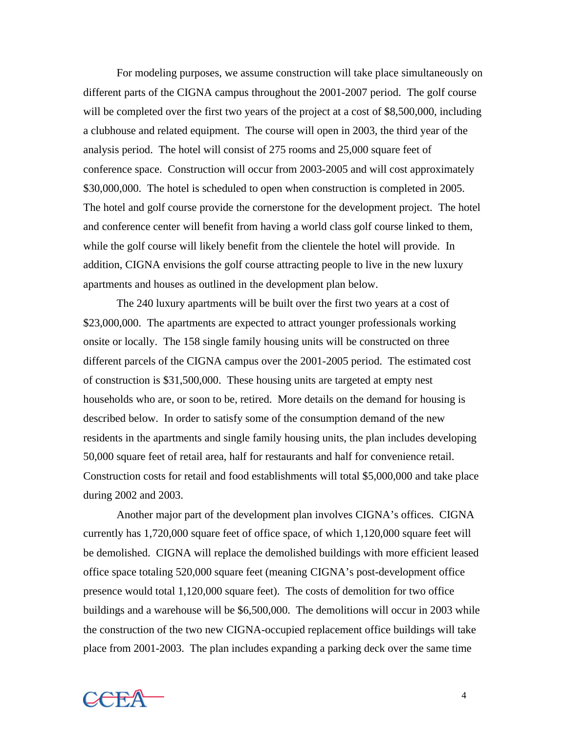For modeling purposes, we assume construction will take place simultaneously on different parts of the CIGNA campus throughout the 2001-2007 period. The golf course will be completed over the first two years of the project at a cost of $8,500,000, including a clubhouse and related equipment. The course will open in 2003, the third year of the analysis period. The hotel will consist of 275 rooms and 25,000 square feet of conference space. Construction will occur from 2003-2005 and will cost approximately $30,000,000. The hotel is scheduled to open when construction is completed in 2005. The hotel and golf course provide the cornerstone for the development project. The hotel and conference center will benefit from having a world class golf course linked to them, while the golf course will likely benefit from the clientele the hotel will provide. In addition, CIGNA envisions the golf course attracting people to live in the new luxury apartments and houses as outlined in the development plan below.

The 240 luxury apartments will be built over the first two years at a cost of $23,000,000. The apartments are expected to attract younger professionals working onsite or locally. The 158 single family housing units will be constructed on three different parcels of the CIGNA campus over the 2001-2005 period. The estimated cost of construction is $31,500,000. These housing units are targeted at empty nest households who are, or soon to be, retired. More details on the demand for housing is described below. In order to satisfy some of the consumption demand of the new residents in the apartments and single family housing units, the plan includes developing 50,000 square feet of retail area, half for restaurants and half for convenience retail. Construction costs for retail and food establishments will total $5,000,000 and take place during 2002 and 2003.

Another major part of the development plan involves CIGNA's offices. CIGNA currently has 1,720,000 square feet of office space, of which 1,120,000 square feet will be demolished. CIGNA will replace the demolished buildings with more efficient leased office space totaling 520,000 square feet (meaning CIGNA's post-development office presence would total 1,120,000 square feet). The costs of demolition for two office buildings and a warehouse will be $6,500,000. The demolitions will occur in 2003 while the construction of the two new CIGNA-occupied replacement office buildings will take place from 2001-2003. The plan includes expanding a parking deck over the same time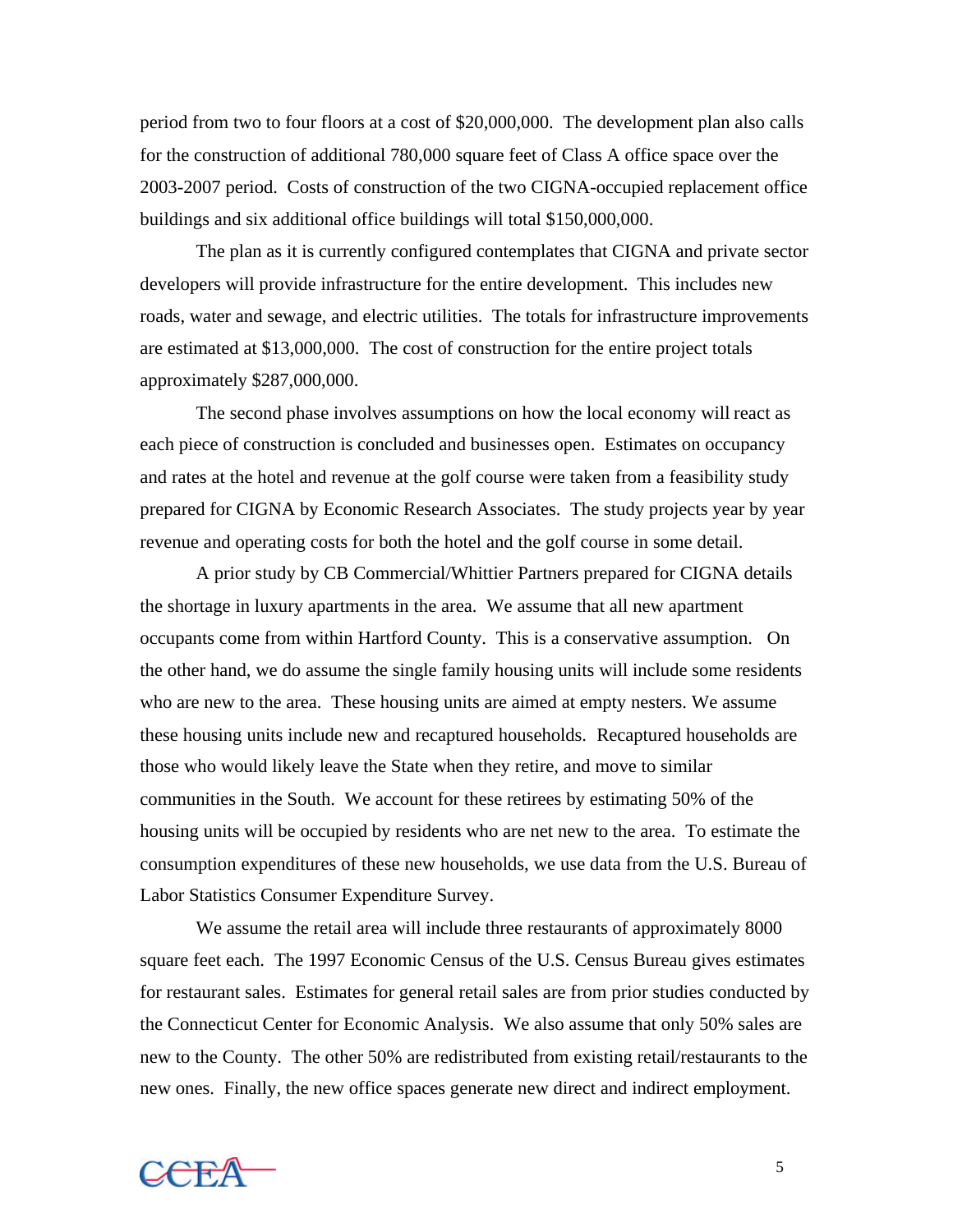period from two to four floors at a cost of $20,000,000. The development plan also calls for the construction of additional 780,000 square feet of Class A office space over the 2003-2007 period. Costs of construction of the two CIGNA-occupied replacement office buildings and six additional office buildings will total $150,000,000.

The plan as it is currently configured contemplates that CIGNA and private sector developers will provide infrastructure for the entire development. This includes new roads, water and sewage, and electric utilities. The totals for infrastructure improvements are estimated at $13,000,000. The cost of construction for the entire project totals approximately $287,000,000.

The second phase involves assumptions on how the local economy will react as each piece of construction is concluded and businesses open. Estimates on occupancy and rates at the hotel and revenue at the golf course were taken from a feasibility study prepared for CIGNA by Economic Research Associates. The study projects year by year revenue and operating costs for both the hotel and the golf course in some detail.

A prior study by CB Commercial/Whittier Partners prepared for CIGNA details the shortage in luxury apartments in the area. We assume that all new apartment occupants come from within Hartford County. This is a conservative assumption. On the other hand, we do assume the single family housing units will include some residents who are new to the area. These housing units are aimed at empty nesters. We assume these housing units include new and recaptured households. Recaptured households are those who would likely leave the State when they retire, and move to similar communities in the South. We account for these retirees by estimating 50% of the housing units will be occupied by residents who are net new to the area. To estimate the consumption expenditures of these new households, we use data from the U.S. Bureau of Labor Statistics Consumer Expenditure Survey.

We assume the retail area will include three restaurants of approximately 8000 square feet each. The 1997 Economic Census of the U.S. Census Bureau gives estimates for restaurant sales. Estimates for general retail sales are from prior studies conducted by the Connecticut Center for Economic Analysis. We also assume that only 50% sales are new to the County. The other 50% are redistributed from existing retail/restaurants to the new ones. Finally, the new office spaces generate new direct and indirect employment.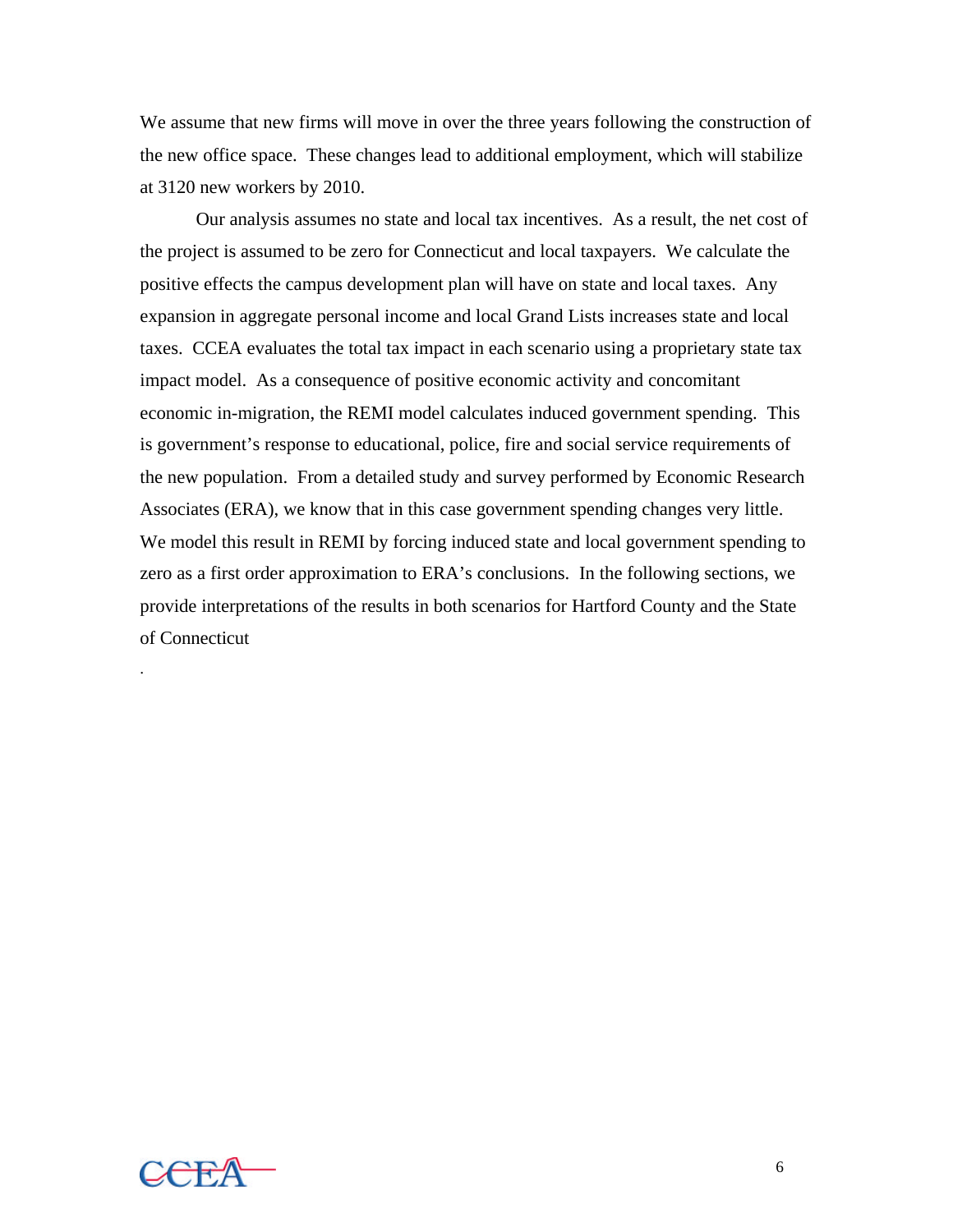We assume that new firms will move in over the three years following the construction of the new office space. These changes lead to additional employment, which will stabilize at 3120 new workers by 2010.

Our analysis assumes no state and local tax incentives. As a result, the net cost of the project is assumed to be zero for Connecticut and local taxpayers. We calculate the positive effects the campus development plan will have on state and local taxes. Any expansion in aggregate personal income and local Grand Lists increases state and local taxes. CCEA evaluates the total tax impact in each scenario using a proprietary state tax impact model. As a consequence of positive economic activity and concomitant economic in-migration, the REMI model calculates induced government spending. This is government's response to educational, police, fire and social service requirements of the new population. From a detailed study and survey performed by Economic Research Associates (ERA), we know that in this case government spending changes very little. We model this result in REMI by forcing induced state and local government spending to zero as a first order approximation to ERA's conclusions. In the following sections, we provide interpretations of the results in both scenarios for Hartford County and the State of Connecticut

.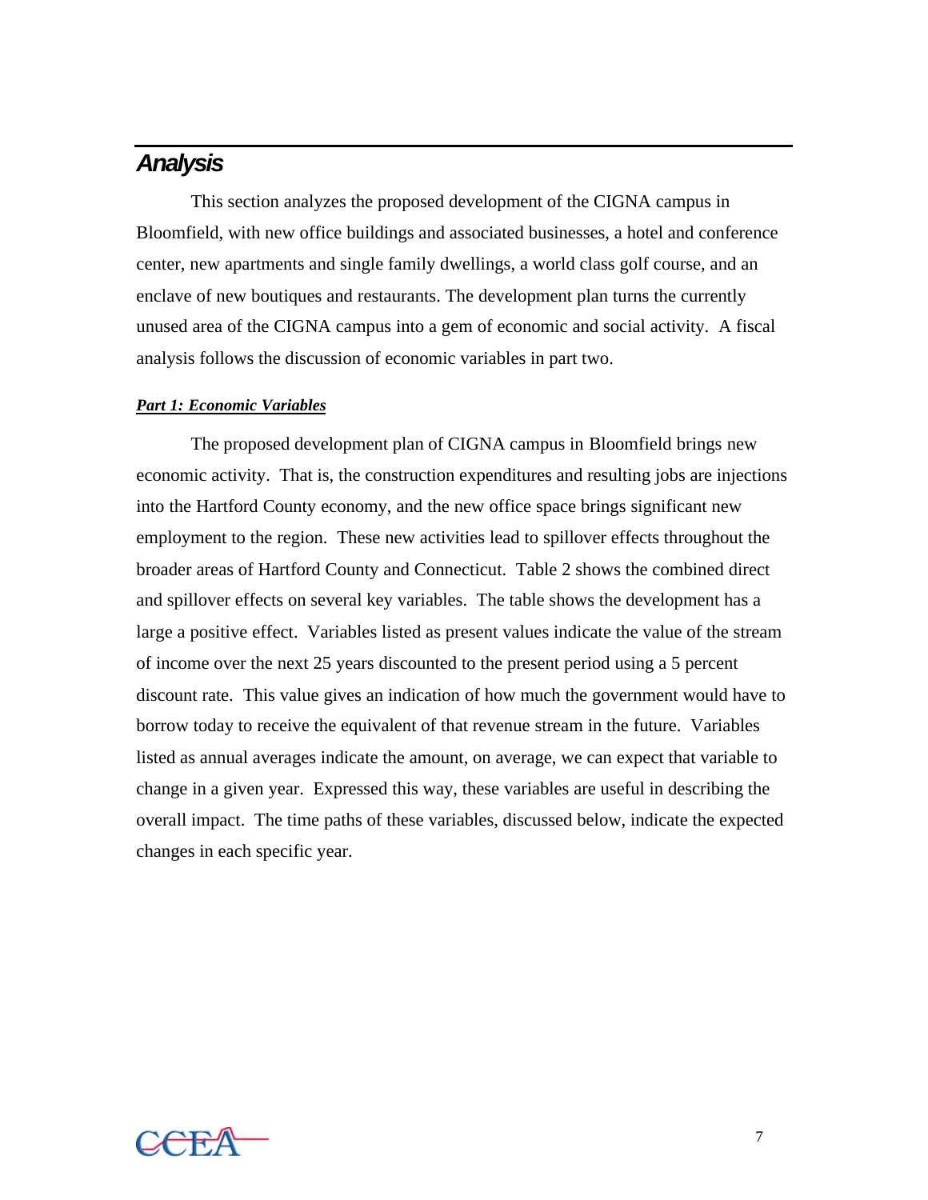## *Analysis*

This section analyzes the proposed development of the CIGNA campus in Bloomfield, with new office buildings and associated businesses, a hotel and conference center, new apartments and single family dwellings, a world class golf course, and an enclave of new boutiques and restaurants. The development plan turns the currently unused area of the CIGNA campus into a gem of economic and social activity. A fiscal analysis follows the discussion of economic variables in part two.

***Part 1: Economic Variables***

The proposed development plan of CIGNA campus in Bloomfield brings new economic activity. That is, the construction expenditures and resulting jobs are injections into the Hartford County economy, and the new office space brings significant new employment to the region. These new activities lead to spillover effects throughout the broader areas of Hartford County and Connecticut. Table 2 shows the combined direct and spillover effects on several key variables. The table shows the development has a large a positive effect. Variables listed as present values indicate the value of the stream of income over the next 25 years discounted to the present period using a 5 percent discount rate. This value gives an indication of how much the government would have to borrow today to receive the equivalent of that revenue stream in the future. Variables listed as annual averages indicate the amount, on average, we can expect that variable to change in a given year. Expressed this way, these variables are useful in describing the overall impact. The time paths of these variables, discussed below, indicate the expected changes in each specific year.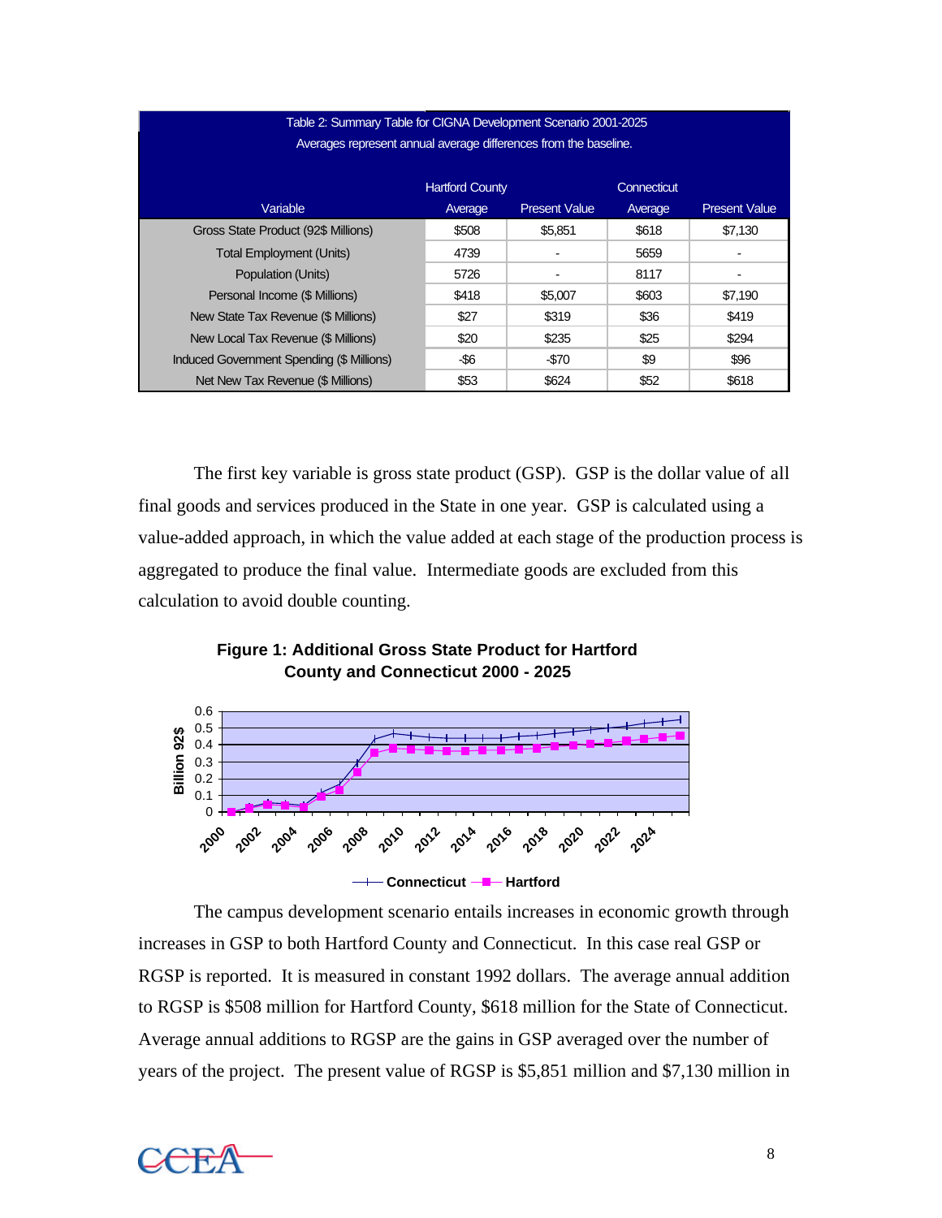| Table 2: Summary Table for CIGNA Development Scenario 2001-2025 Averages represent annual average differences from the baseline. | | | | |
|---|---|---|---|---|
| | Hartford County | | Connecticut | |
| Variable | Average | Present Value | Average | Present Value |
| Gross State Product (92$ Millions) | $508 | $5,851 | $618 | $7,130 |
| Total Employment (Units) | 4739 | - | 5659 | - |
| Population (Units) | 5726 | - | 8117 | - |
| Personal Income ($ Millions) | $418 | $5,007 | $603 | $7,190 |
| New State Tax Revenue ($ Millions) | $27 | $319 | $36 | $419 |
| New Local Tax Revenue ($ Millions) | $20 | $235 | $25 | $294 |
| Induced Government Spending ($ Millions) | -$6 | -$70 | $9 | $96 |
| Net New Tax Revenue ($ Millions) | $53 | $624 | $52 | $618 |

The first key variable is gross state product (GSP). GSP is the dollar value of all final goods and services produced in the State in one year. GSP is calculated using a value-added approach, in which the value added at each stage of the production process is aggregated to produce the final value. Intermediate goods are excluded from this calculation to avoid double counting.

**Figure 1: Additional Gross State Product for Hartford County and Connecticut 2000 - 2025**

The campus development scenario entails increases in economic growth through increases in GSP to both Hartford County and Connecticut. In this case real GSP or RGSP is reported. It is measured in constant 1992 dollars. The average annual addition to RGSP is $508 million for Hartford County, $618 million for the State of Connecticut. Average annual additions to RGSP are the gains in GSP averaged over the number of years of the project. The present value of RGSP is $5,851 million and $7,130 million in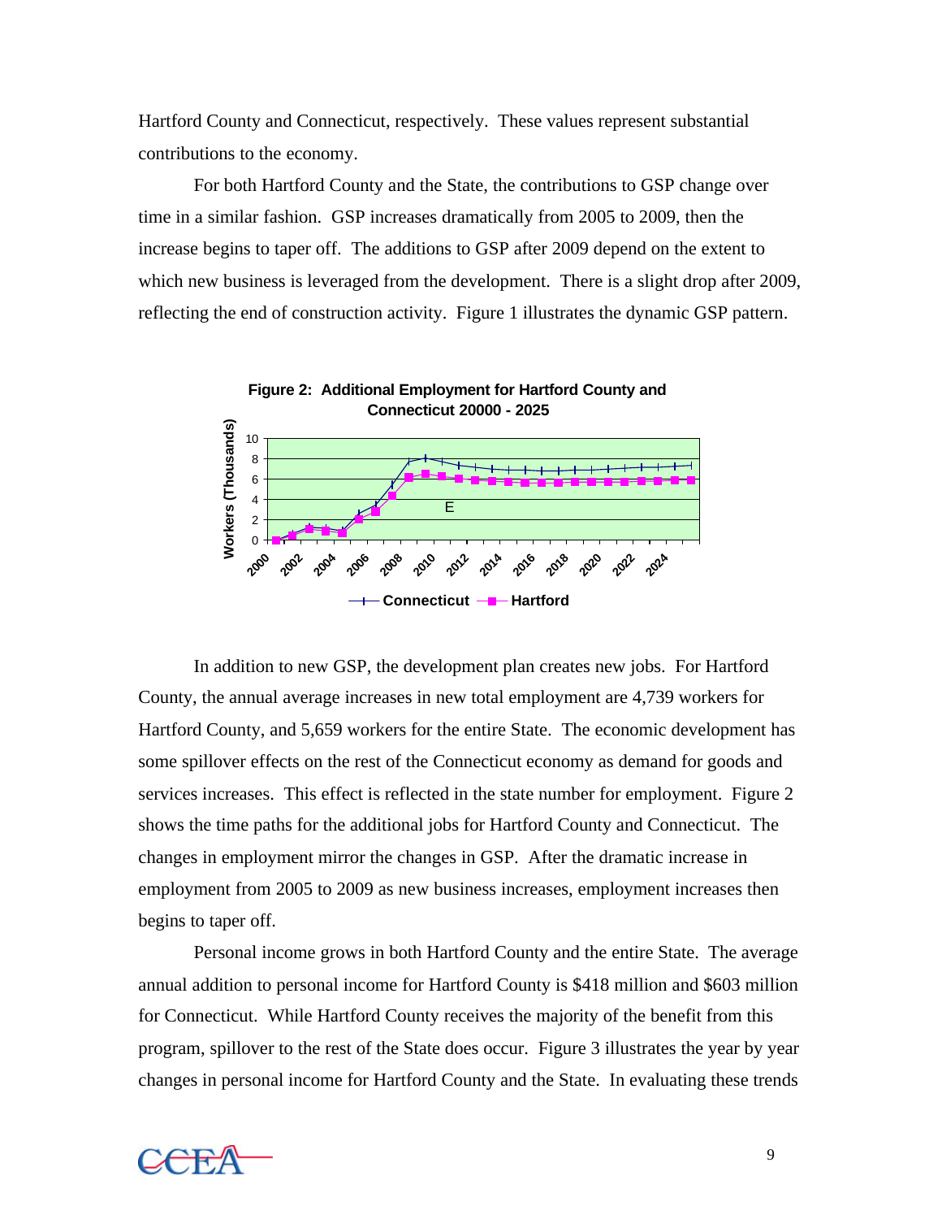Hartford County and Connecticut, respectively. These values represent substantial contributions to the economy.

For both Hartford County and the State, the contributions to GSP change over time in a similar fashion. GSP increases dramatically from 2005 to 2009, then the increase begins to taper off. The additions to GSP after 2009 depend on the extent to which new business is leveraged from the development. There is a slight drop after 2009, reflecting the end of construction activity. Figure 1 illustrates the dynamic GSP pattern.

**Figure 2: Additional Employment for Hartford County and Connecticut 20000 - 2025**

In addition to new GSP, the development plan creates new jobs. For Hartford County, the annual average increases in new total employment are 4,739 workers for Hartford County, and 5,659 workers for the entire State. The economic development has some spillover effects on the rest of the Connecticut economy as demand for goods and services increases. This effect is reflected in the state number for employment. Figure 2 shows the time paths for the additional jobs for Hartford County and Connecticut. The changes in employment mirror the changes in GSP. After the dramatic increase in employment from 2005 to 2009 as new business increases, employment increases then begins to taper off.

Personal income grows in both Hartford County and the entire State. The average annual addition to personal income for Hartford County is $418 million and $603 million for Connecticut. While Hartford County receives the majority of the benefit from this program, spillover to the rest of the State does occur. Figure 3 illustrates the year by year changes in personal income for Hartford County and the State. In evaluating these trends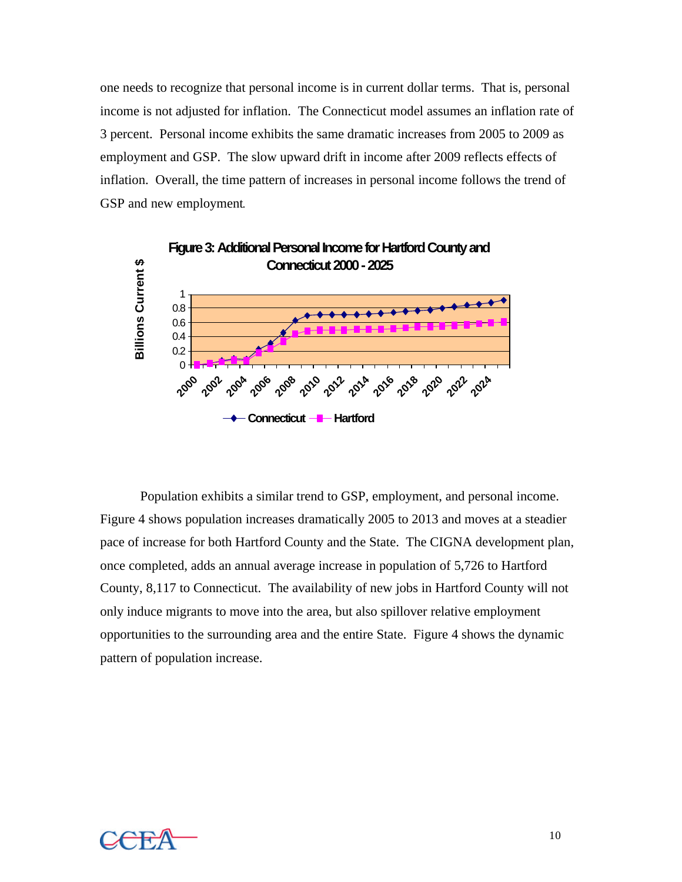one needs to recognize that personal income is in current dollar terms. That is, personal income is not adjusted for inflation. The Connecticut model assumes an inflation rate of 3 percent. Personal income exhibits the same dramatic increases from 2005 to 2009 as employment and GSP. The slow upward drift in income after 2009 reflects effects of inflation. Overall, the time pattern of increases in personal income follows the trend of GSP and new employment.

**Figure 3: Additional Personal Income for Hartford County and Connecticut 2000 - 2025**

Population exhibits a similar trend to GSP, employment, and personal income. Figure 4 shows population increases dramatically 2005 to 2013 and moves at a steadier pace of increase for both Hartford County and the State. The CIGNA development plan, once completed, adds an annual average increase in population of 5,726 to Hartford County, 8,117 to Connecticut. The availability of new jobs in Hartford County will not only induce migrants to move into the area, but also spillover relative employment opportunities to the surrounding area and the entire State. Figure 4 shows the dynamic pattern of population increase.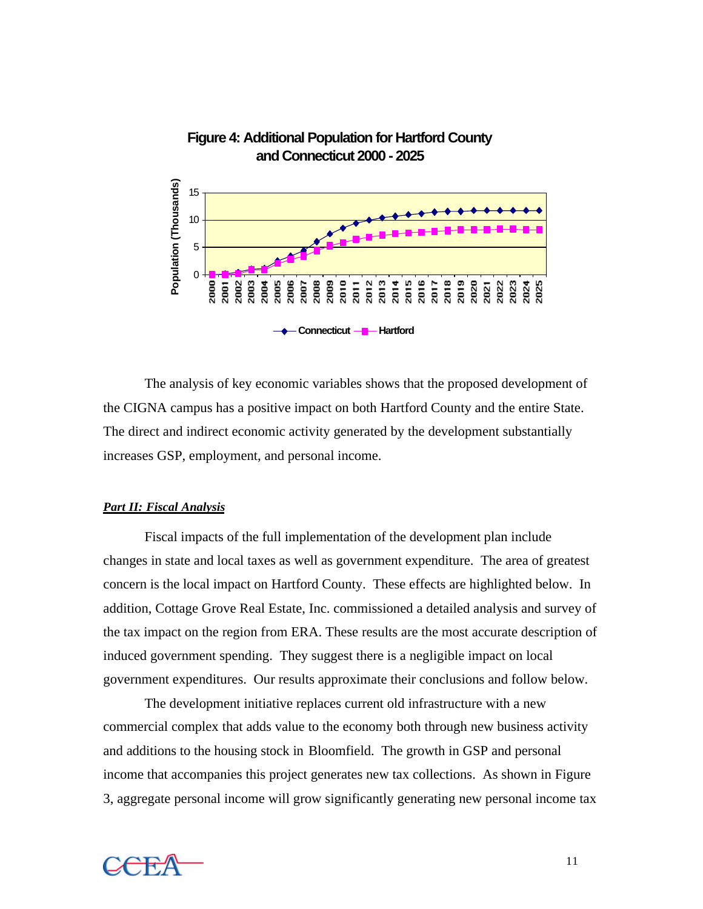**Figure 4: Additional Population for Hartford County and Connecticut 2000 - 2025**

The analysis of key economic variables shows that the proposed development of the CIGNA campus has a positive impact on both Hartford County and the entire State. The direct and indirect economic activity generated by the development substantially increases GSP, employment, and personal income.

***Part II: Fiscal Analysis***

Fiscal impacts of the full implementation of the development plan include changes in state and local taxes as well as government expenditure. The area of greatest concern is the local impact on Hartford County. These effects are highlighted below. In addition, Cottage Grove Real Estate, Inc. commissioned a detailed analysis and survey of the tax impact on the region from ERA. These results are the most accurate description of induced government spending. They suggest there is a negligible impact on local government expenditures. Our results approximate their conclusions and follow below.

The development initiative replaces current old infrastructure with a new commercial complex that adds value to the economy both through new business activity and additions to the housing stock in Bloomfield. The growth in GSP and personal income that accompanies this project generates new tax collections. As shown in Figure 3, aggregate personal income will grow significantly generating new personal income tax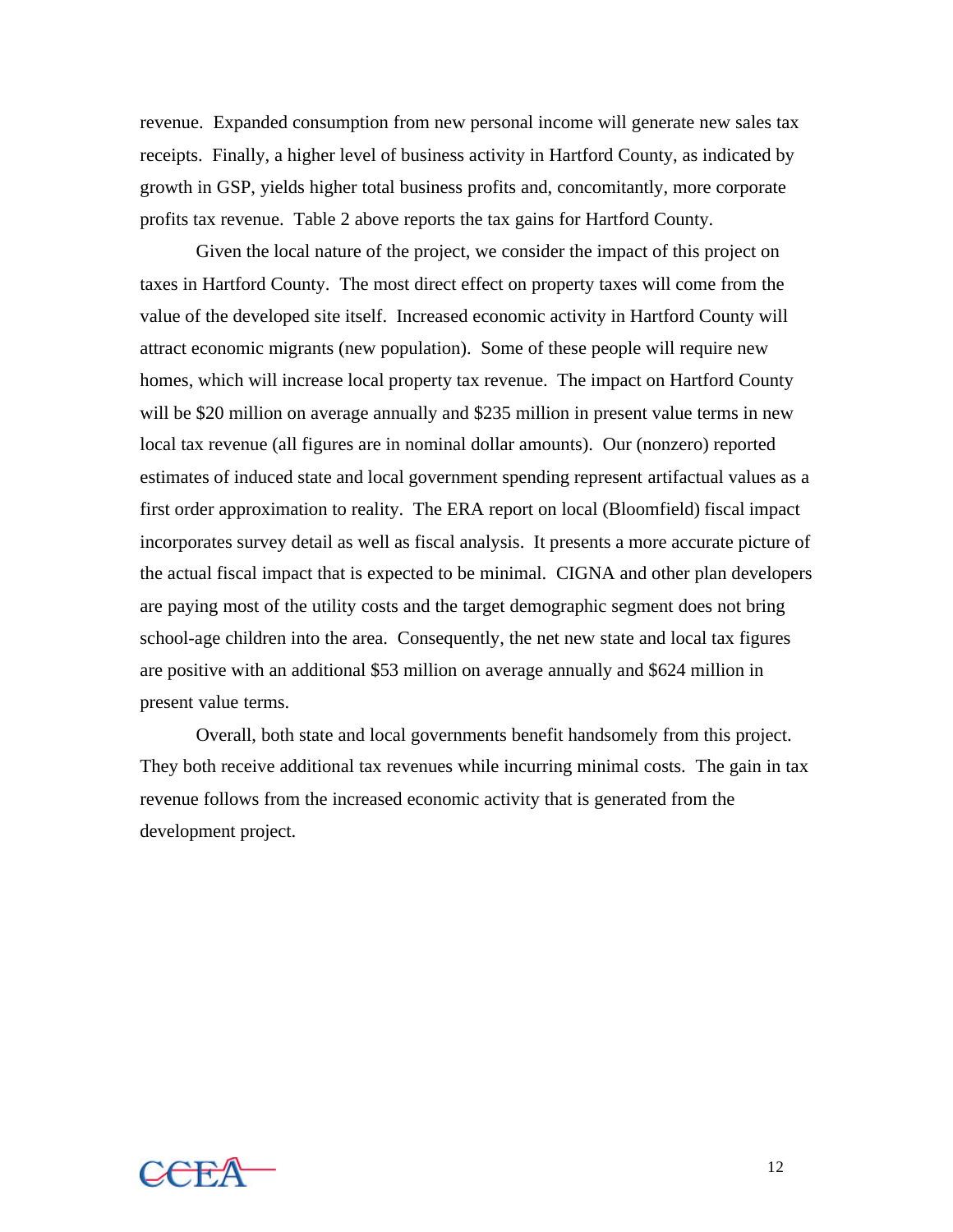revenue. Expanded consumption from new personal income will generate new sales tax receipts. Finally, a higher level of business activity in Hartford County, as indicated by growth in GSP, yields higher total business profits and, concomitantly, more corporate profits tax revenue. Table 2 above reports the tax gains for Hartford County.

Given the local nature of the project, we consider the impact of this project on taxes in Hartford County. The most direct effect on property taxes will come from the value of the developed site itself. Increased economic activity in Hartford County will attract economic migrants (new population). Some of these people will require new homes, which will increase local property tax revenue. The impact on Hartford County will be $20 million on average annually and $235 million in present value terms in new local tax revenue (all figures are in nominal dollar amounts). Our (nonzero) reported estimates of induced state and local government spending represent artifactual values as a first order approximation to reality. The ERA report on local (Bloomfield) fiscal impact incorporates survey detail as well as fiscal analysis. It presents a more accurate picture of the actual fiscal impact that is expected to be minimal. CIGNA and other plan developers are paying most of the utility costs and the target demographic segment does not bring school-age children into the area. Consequently, the net new state and local tax figures are positive with an additional $53 million on average annually and $624 million in present value terms.

Overall, both state and local governments benefit handsomely from this project. They both receive additional tax revenues while incurring minimal costs. The gain in tax revenue follows from the increased economic activity that is generated from the development project.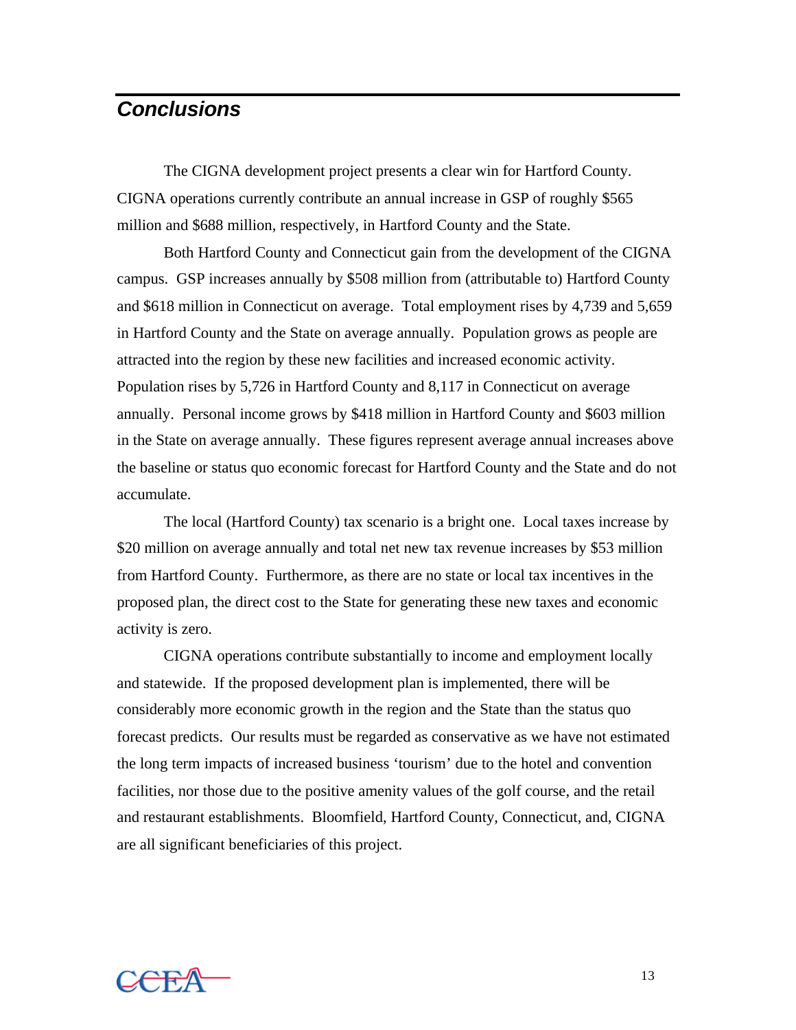## *Conclusions*

The CIGNA development project presents a clear win for Hartford County. CIGNA operations currently contribute an annual increase in GSP of roughly $565 million and $688 million, respectively, in Hartford County and the State.

Both Hartford County and Connecticut gain from the development of the CIGNA campus. GSP increases annually by $508 million from (attributable to) Hartford County and $618 million in Connecticut on average. Total employment rises by 4,739 and 5,659 in Hartford County and the State on average annually. Population grows as people are attracted into the region by these new facilities and increased economic activity. Population rises by 5,726 in Hartford County and 8,117 in Connecticut on average annually. Personal income grows by $418 million in Hartford County and $603 million in the State on average annually. These figures represent average annual increases above the baseline or status quo economic forecast for Hartford County and the State and do not accumulate.

The local (Hartford County) tax scenario is a bright one. Local taxes increase by $20 million on average annually and total net new tax revenue increases by $53 million from Hartford County. Furthermore, as there are no state or local tax incentives in the proposed plan, the direct cost to the State for generating these new taxes and economic activity is zero.

CIGNA operations contribute substantially to income and employment locally and statewide. If the proposed development plan is implemented, there will be considerably more economic growth in the region and the State than the status quo forecast predicts. Our results must be regarded as conservative as we have not estimated the long term impacts of increased business 'tourism' due to the hotel and convention facilities, nor those due to the positive amenity values of the golf course, and the retail and restaurant establishments. Bloomfield, Hartford County, Connecticut, and, CIGNA are all significant beneficiaries of this project.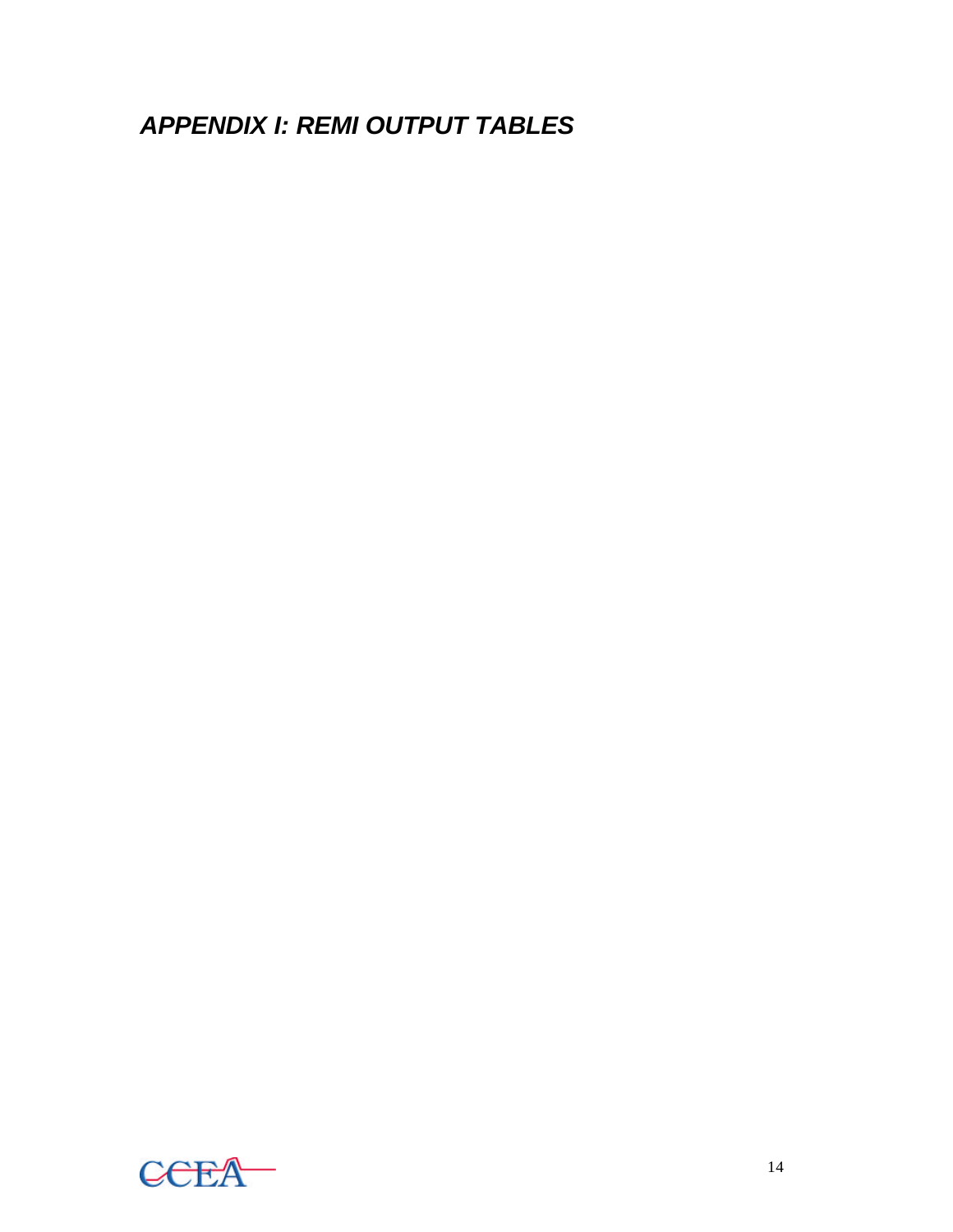## *APPENDIX I: REMI OUTPUT TABLES*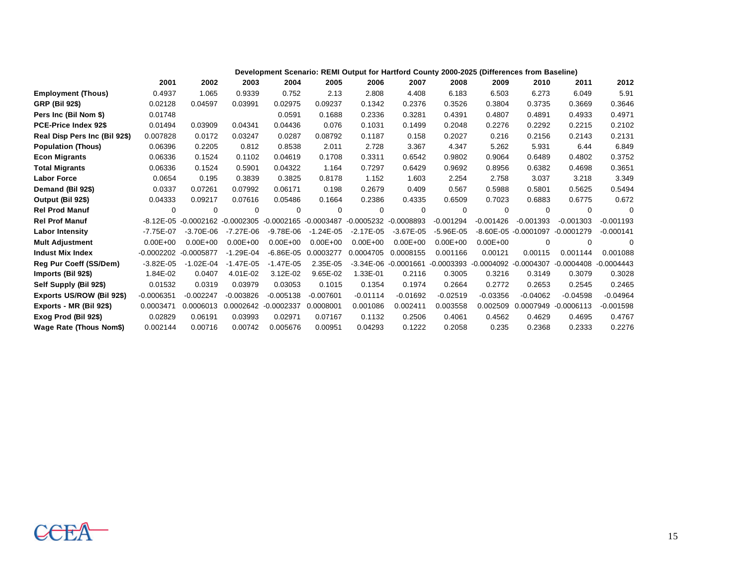**Development Scenario: REMI Output for Hartford County 2000-2025 (Differences from Baseline)**

| | 2001 | 2002 | 2003 | 2004 | 2005 | 2006 | 2007 | 2008 | 2009 | 2010 | 2011 | 2012 |
|---|---|---|---|---|---|---|---|---|---|---|---|---|
| **Employment (Thous)** | 0.4937 | 1.065 | 0.9339 | 0.752 | 2.13 | 2.808 | 4.408 | 6.183 | 6.503 | 6.273 | 6.049 | 5.91 |
| **GRP (Bil 92$)** | 0.02128 | 0.04597 | 0.03991 | 0.02975 | 0.09237 | 0.1342 | 0.2376 | 0.3526 | 0.3804 | 0.3735 | 0.3669 | 0.3646 |
| **Pers Inc (Bil Nom $)** | 0.01748 | | | 0.0591 | 0.1688 | 0.2336 | 0.3281 | 0.4391 | 0.4807 | 0.4891 | 0.4933 | 0.4971 |
| **PCE-Price Index 92$** | 0.01494 | 0.03909 | 0.04341 | 0.04436 | 0.076 | 0.1031 | 0.1499 | 0.2048 | 0.2276 | 0.2292 | 0.2215 | 0.2102 |
| **Real Disp Pers Inc (Bil 92$)** | 0.007828 | 0.0172 | 0.03247 | 0.0287 | 0.08792 | 0.1187 | 0.158 | 0.2027 | 0.216 | 0.2156 | 0.2143 | 0.2131 |
| **Population (Thous)** | 0.06396 | 0.2205 | 0.812 | 0.8538 | 2.011 | 2.728 | 3.367 | 4.347 | 5.262 | 5.931 | 6.44 | 6.849 |
| **Econ Migrants** | 0.06336 | 0.1524 | 0.1102 | 0.04619 | 0.1708 | 0.3311 | 0.6542 | 0.9802 | 0.9064 | 0.6489 | 0.4802 | 0.3752 |
| **Total Migrants** | 0.06336 | 0.1524 | 0.5901 | 0.04322 | 1.164 | 0.7297 | 0.6429 | 0.9692 | 0.8956 | 0.6382 | 0.4698 | 0.3651 |
| **Labor Force** | 0.0654 | 0.195 | 0.3839 | 0.3825 | 0.8178 | 1.152 | 1.603 | 2.254 | 2.758 | 3.037 | 3.218 | 3.349 |
| **Demand (Bil 92$)** | 0.0337 | 0.07261 | 0.07992 | 0.06171 | 0.198 | 0.2679 | 0.409 | 0.567 | 0.5988 | 0.5801 | 0.5625 | 0.5494 |
| **Output (Bil 92$)** | 0.04333 | 0.09217 | 0.07616 | 0.05486 | 0.1664 | 0.2386 | 0.4335 | 0.6509 | 0.7023 | 0.6883 | 0.6775 | 0.672 |
| **Rel Prod Manuf** | 0 | 0 | 0 | 0 | 0 | 0 | 0 | 0 | 0 | 0 | 0 | 0 |
| **Rel Prof Manuf** | -8.12E-05 | -0.0002162 | -0.0002305 | -0.0002165 | -0.0003487 | -0.0005232 | -0.0008893 | -0.001294 | -0.001426 | -0.001393 | -0.001303 | -0.001193 |
| **Labor Intensity** | -7.75E-07 | -3.70E-06 | -7.27E-06 | -9.78E-06 | -1.24E-05 | -2.17E-05 | -3.67E-05 | -5.96E-05 | -8.60E-05 | -0.0001097 | -0.0001279 | -0.000141 |
| **Mult Adjustment** | 0.00E+00 | 0.00E+00 | 0.00E+00 | 0.00E+00 | 0.00E+00 | 0.00E+00 | 0.00E+00 | 0.00E+00 | 0.00E+00 | 0 | 0 | 0 |
| **Indust Mix Index** | -0.0002202 | -0.0005877 | -1.29E-04 | -6.86E-05 | 0.0003277 | 0.0004705 | 0.0008155 | 0.001166 | 0.00121 | 0.00115 | 0.001144 | 0.001088 |
| **Reg Pur Coeff (SS/Dem)** | -3.82E-05 | -1.02E-04 | -1.47E-05 | -1.47E-05 | 2.35E-05 | -3.34E-06 | -0.0001661 | -0.0003393 | -0.0004092 | -0.0004307 | -0.0004408 | -0.0004443 |
| **Imports (Bil 92$)** | 1.84E-02 | 0.0407 | 4.01E-02 | 3.12E-02 | 9.65E-02 | 1.33E-01 | 0.2116 | 0.3005 | 0.3216 | 0.3149 | 0.3079 | 0.3028 |
| **Self Supply (Bil 92$)** | 0.01532 | 0.0319 | 0.03979 | 0.03053 | 0.1015 | 0.1354 | 0.1974 | 0.2664 | 0.2772 | 0.2653 | 0.2545 | 0.2465 |
| **Exports US/ROW (Bil 92$)** | -0.0006351 | -0.002247 | -0.003826 | -0.005138 | -0.007601 | -0.01114 | -0.01692 | -0.02519 | -0.03356 | -0.04062 | -0.04598 | -0.04964 |
| **Exports - MR (Bil 92$)** | 0.0003471 | 0.0006013 | 0.0002642 | -0.0002337 | 0.0008001 | 0.001086 | 0.002411 | 0.003558 | 0.002509 | 0.0007949 | -0.0006113 | -0.001598 |
| **Exog Prod (Bil 92$)** | 0.02829 | 0.06191 | 0.03993 | 0.02971 | 0.07167 | 0.1132 | 0.2506 | 0.4061 | 0.4562 | 0.4629 | 0.4695 | 0.4767 |
| **Wage Rate (Thous Nom$)** | 0.002144 | 0.00716 | 0.00742 | 0.005676 | 0.00951 | 0.04293 | 0.1222 | 0.2058 | 0.235 | 0.2368 | 0.2333 | 0.2276 |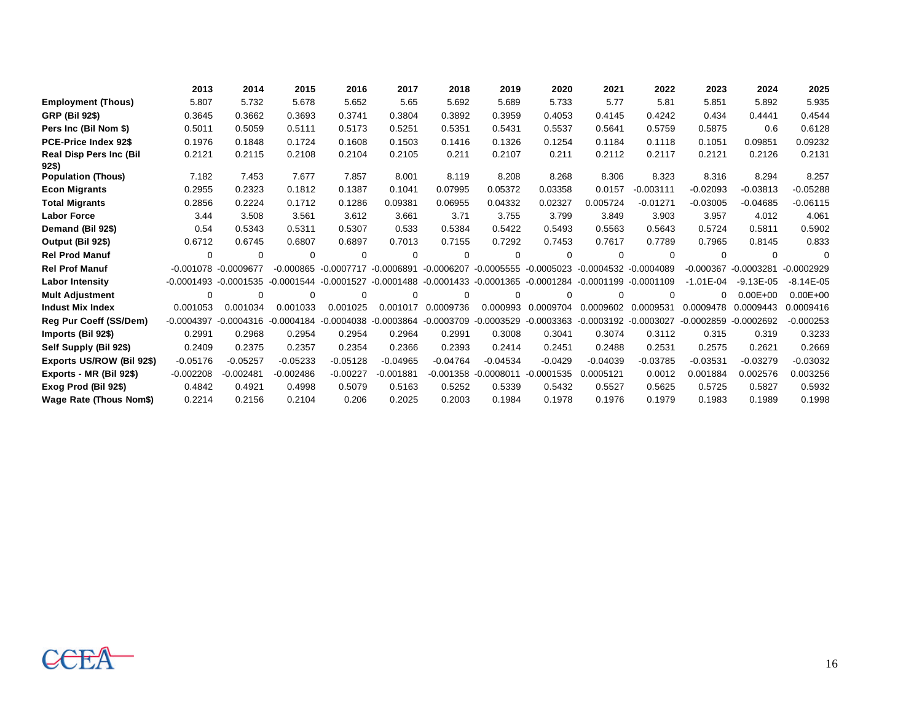| | 2013 | 2014 | 2015 | 2016 | 2017 | 2018 | 2019 | 2020 | 2021 | 2022 | 2023 | 2024 | 2025 |
|---|---|---|---|---|---|---|---|---|---|---|---|---|---|
| **Employment (Thous)** | 5.807 | 5.732 | 5.678 | 5.652 | 5.65 | 5.692 | 5.689 | 5.733 | 5.77 | 5.81 | 5.851 | 5.892 | 5.935 |
| **GRP (Bil 92$)** | 0.3645 | 0.3662 | 0.3693 | 0.3741 | 0.3804 | 0.3892 | 0.3959 | 0.4053 | 0.4145 | 0.4242 | 0.434 | 0.4441 | 0.4544 |
| **Pers Inc (Bil Nom $)** | 0.5011 | 0.5059 | 0.5111 | 0.5173 | 0.5251 | 0.5351 | 0.5431 | 0.5537 | 0.5641 | 0.5759 | 0.5875 | 0.6 | 0.6128 |
| **PCE-Price Index 92$** | 0.1976 | 0.1848 | 0.1724 | 0.1608 | 0.1503 | 0.1416 | 0.1326 | 0.1254 | 0.1184 | 0.1118 | 0.1051 | 0.09851 | 0.09232 |
| **Real Disp Pers Inc (Bil 92$)** | 0.2121 | 0.2115 | 0.2108 | 0.2104 | 0.2105 | 0.211 | 0.2107 | 0.211 | 0.2112 | 0.2117 | 0.2121 | 0.2126 | 0.2131 |
| **Population (Thous)** | 7.182 | 7.453 | 7.677 | 7.857 | 8.001 | 8.119 | 8.208 | 8.268 | 8.306 | 8.323 | 8.316 | 8.294 | 8.257 |
| **Econ Migrants** | 0.2955 | 0.2323 | 0.1812 | 0.1387 | 0.1041 | 0.07995 | 0.05372 | 0.03358 | 0.0157 | -0.003111 | -0.02093 | -0.03813 | -0.05288 |
| **Total Migrants** | 0.2856 | 0.2224 | 0.1712 | 0.1286 | 0.09381 | 0.06955 | 0.04332 | 0.02327 | 0.005724 | -0.01271 | -0.03005 | -0.04685 | -0.06115 |
| **Labor Force** | 3.44 | 3.508 | 3.561 | 3.612 | 3.661 | 3.71 | 3.755 | 3.799 | 3.849 | 3.903 | 3.957 | 4.012 | 4.061 |
| **Demand (Bil 92$)** | 0.54 | 0.5343 | 0.5311 | 0.5307 | 0.533 | 0.5384 | 0.5422 | 0.5493 | 0.5563 | 0.5643 | 0.5724 | 0.5811 | 0.5902 |
| **Output (Bil 92$)** | 0.6712 | 0.6745 | 0.6807 | 0.6897 | 0.7013 | 0.7155 | 0.7292 | 0.7453 | 0.7617 | 0.7789 | 0.7965 | 0.8145 | 0.833 |
| **Rel Prod Manuf** | 0 | 0 | 0 | 0 | 0 | 0 | 0 | 0 | 0 | 0 | 0 | 0 | 0 |
| **Rel Prof Manuf** | -0.001078 | -0.0009677 | -0.000865 | -0.0007717 | -0.0006891 | -0.0006207 | -0.0005555 | -0.0005023 | -0.0004532 | -0.0004089 | -0.000367 | -0.0003281 | -0.0002929 |
| **Labor Intensity** | -0.0001493 | -0.0001535 | -0.0001544 | -0.0001527 | -0.0001488 | -0.0001433 | -0.0001365 | -0.0001284 | -0.0001199 | -0.0001109 | -1.01E-04 | -9.13E-05 | -8.14E-05 |
| **Mult Adjustment** | 0 | 0 | 0 | 0 | 0 | 0 | 0 | 0 | 0 | 0 | 0 | 0.00E+00 | 0.00E+00 |
| **Indust Mix Index** | 0.001053 | 0.001034 | 0.001033 | 0.001025 | 0.001017 | 0.0009736 | 0.000993 | 0.0009704 | 0.0009602 | 0.0009531 | 0.0009478 | 0.0009443 | 0.0009416 |
| **Reg Pur Coeff (SS/Dem)** | -0.0004397 | -0.0004316 | -0.0004184 | -0.0004038 | -0.0003864 | -0.0003709 | -0.0003529 | -0.0003363 | -0.0003192 | -0.0003027 | -0.0002859 | -0.0002692 | -0.000253 |
| **Imports (Bil 92$)** | 0.2991 | 0.2968 | 0.2954 | 0.2954 | 0.2964 | 0.2991 | 0.3008 | 0.3041 | 0.3074 | 0.3112 | 0.315 | 0.319 | 0.3233 |
| **Self Supply (Bil 92$)** | 0.2409 | 0.2375 | 0.2357 | 0.2354 | 0.2366 | 0.2393 | 0.2414 | 0.2451 | 0.2488 | 0.2531 | 0.2575 | 0.2621 | 0.2669 |
| **Exports US/ROW (Bil 92$)** | -0.05176 | -0.05257 | -0.05233 | -0.05128 | -0.04965 | -0.04764 | -0.04534 | -0.0429 | -0.04039 | -0.03785 | -0.03531 | -0.03279 | -0.03032 |
| **Exports - MR (Bil 92$)** | -0.002208 | -0.002481 | -0.002486 | -0.00227 | -0.001881 | -0.001358 | -0.0008011 | -0.0001535 | 0.0005121 | 0.0012 | 0.001884 | 0.002576 | 0.003256 |
| **Exog Prod (Bil 92$)** | 0.4842 | 0.4921 | 0.4998 | 0.5079 | 0.5163 | 0.5252 | 0.5339 | 0.5432 | 0.5527 | 0.5625 | 0.5725 | 0.5827 | 0.5932 |
| **Wage Rate (Thous Nom$)** | 0.2214 | 0.2156 | 0.2104 | 0.206 | 0.2025 | 0.2003 | 0.1984 | 0.1978 | 0.1976 | 0.1979 | 0.1983 | 0.1989 | 0.1998 |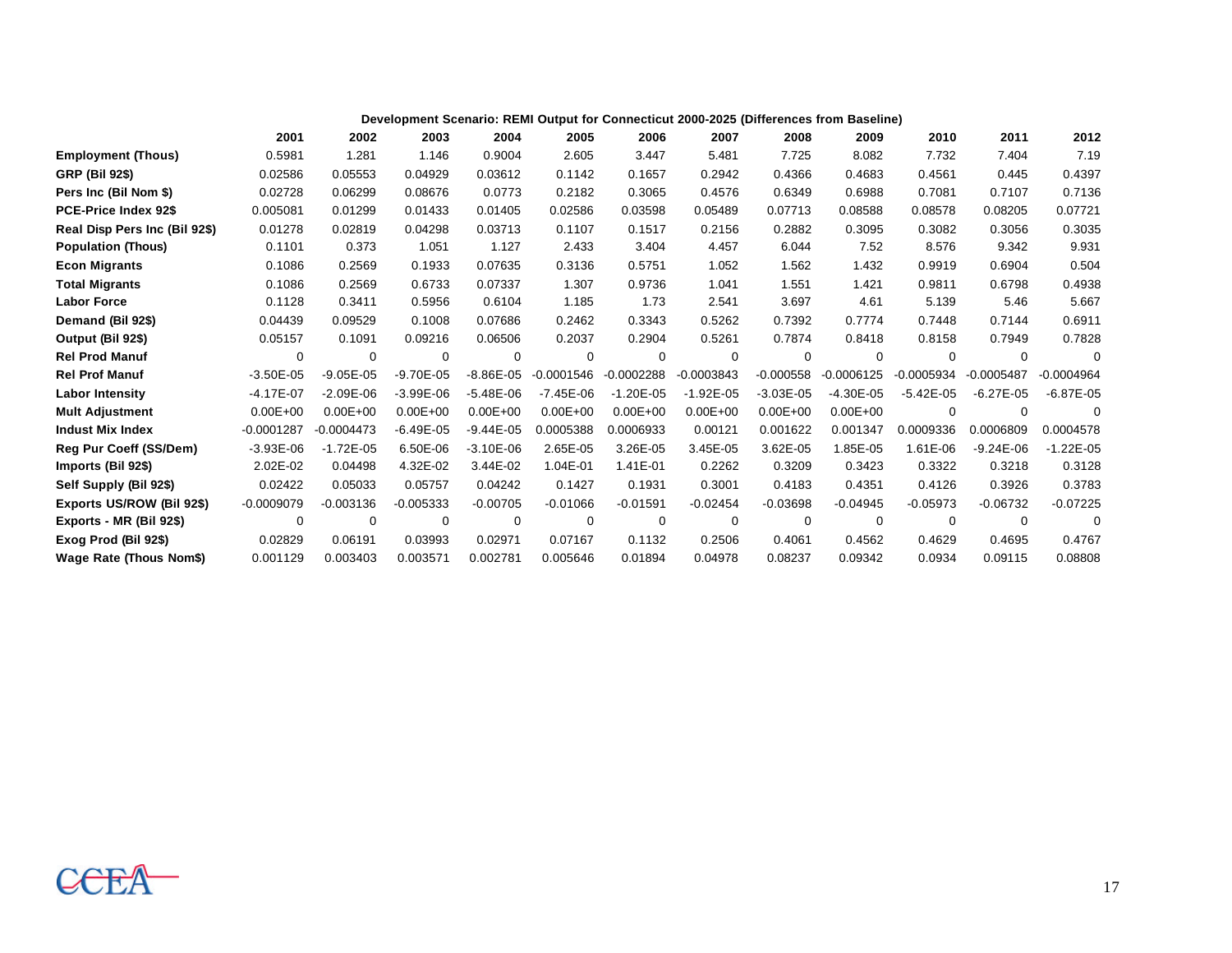**Development Scenario: REMI Output for Connecticut 2000-2025 (Differences from Baseline)**

| | 2001 | 2002 | 2003 | 2004 | 2005 | 2006 | 2007 | 2008 | 2009 | 2010 | 2011 | 2012 |
|---|---|---|---|---|---|---|---|---|---|---|---|---|
| **Employment (Thous)** | 0.5981 | 1.281 | 1.146 | 0.9004 | 2.605 | 3.447 | 5.481 | 7.725 | 8.082 | 7.732 | 7.404 | 7.19 |
| **GRP (Bil 92$)** | 0.02586 | 0.05553 | 0.04929 | 0.03612 | 0.1142 | 0.1657 | 0.2942 | 0.4366 | 0.4683 | 0.4561 | 0.445 | 0.4397 |
| **Pers Inc (Bil Nom $)** | 0.02728 | 0.06299 | 0.08676 | 0.0773 | 0.2182 | 0.3065 | 0.4576 | 0.6349 | 0.6988 | 0.7081 | 0.7107 | 0.7136 |
| **PCE-Price Index 92$** | 0.005081 | 0.01299 | 0.01433 | 0.01405 | 0.02586 | 0.03598 | 0.05489 | 0.07713 | 0.08588 | 0.08578 | 0.08205 | 0.07721 |
| **Real Disp Pers Inc (Bil 92$)** | 0.01278 | 0.02819 | 0.04298 | 0.03713 | 0.1107 | 0.1517 | 0.2156 | 0.2882 | 0.3095 | 0.3082 | 0.3056 | 0.3035 |
| **Population (Thous)** | 0.1101 | 0.373 | 1.051 | 1.127 | 2.433 | 3.404 | 4.457 | 6.044 | 7.52 | 8.576 | 9.342 | 9.931 |
| **Econ Migrants** | 0.1086 | 0.2569 | 0.1933 | 0.07635 | 0.3136 | 0.5751 | 1.052 | 1.562 | 1.432 | 0.9919 | 0.6904 | 0.504 |
| **Total Migrants** | 0.1086 | 0.2569 | 0.6733 | 0.07337 | 1.307 | 0.9736 | 1.041 | 1.551 | 1.421 | 0.9811 | 0.6798 | 0.4938 |
| **Labor Force** | 0.1128 | 0.3411 | 0.5956 | 0.6104 | 1.185 | 1.73 | 2.541 | 3.697 | 4.61 | 5.139 | 5.46 | 5.667 |
| **Demand (Bil 92$)** | 0.04439 | 0.09529 | 0.1008 | 0.07686 | 0.2462 | 0.3343 | 0.5262 | 0.7392 | 0.7774 | 0.7448 | 0.7144 | 0.6911 |
| **Output (Bil 92$)** | 0.05157 | 0.1091 | 0.09216 | 0.06506 | 0.2037 | 0.2904 | 0.5261 | 0.7874 | 0.8418 | 0.8158 | 0.7949 | 0.7828 |
| **Rel Prod Manuf** | 0 | 0 | 0 | 0 | 0 | 0 | 0 | 0 | 0 | 0 | 0 | 0 |
| **Rel Prof Manuf** | -3.50E-05 | -9.05E-05 | -9.70E-05 | -8.86E-05 | -0.0001546 | -0.0002288 | -0.0003843 | -0.000558 | -0.0006125 | -0.0005934 | -0.0005487 | -0.0004964 |
| **Labor Intensity** | -4.17E-07 | -2.09E-06 | -3.99E-06 | -5.48E-06 | -7.45E-06 | -1.20E-05 | -1.92E-05 | -3.03E-05 | -4.30E-05 | -5.42E-05 | -6.27E-05 | -6.87E-05 |
| **Mult Adjustment** | 0.00E+00 | 0.00E+00 | 0.00E+00 | 0.00E+00 | 0.00E+00 | 0.00E+00 | 0.00E+00 | 0.00E+00 | 0.00E+00 | 0 | 0 | 0 |
| **Indust Mix Index** | -0.0001287 | -0.0004473 | -6.49E-05 | -9.44E-05 | 0.0005388 | 0.0006933 | 0.00121 | 0.001622 | 0.001347 | 0.0009336 | 0.0006809 | 0.0004578 |
| **Reg Pur Coeff (SS/Dem)** | -3.93E-06 | -1.72E-05 | 6.50E-06 | -3.10E-06 | 2.65E-05 | 3.26E-05 | 3.45E-05 | 3.62E-05 | 1.85E-05 | 1.61E-06 | -9.24E-06 | -1.22E-05 |
| **Imports (Bil 92$)** | 2.02E-02 | 0.04498 | 4.32E-02 | 3.44E-02 | 1.04E-01 | 1.41E-01 | 0.2262 | 0.3209 | 0.3423 | 0.3322 | 0.3218 | 0.3128 |
| **Self Supply (Bil 92$)** | 0.02422 | 0.05033 | 0.05757 | 0.04242 | 0.1427 | 0.1931 | 0.3001 | 0.4183 | 0.4351 | 0.4126 | 0.3926 | 0.3783 |
| **Exports US/ROW (Bil 92$)** | -0.0009079 | -0.003136 | -0.005333 | -0.00705 | -0.01066 | -0.01591 | -0.02454 | -0.03698 | -0.04945 | -0.05973 | -0.06732 | -0.07225 |
| **Exports - MR (Bil 92$)** | 0 | 0 | 0 | 0 | 0 | 0 | 0 | 0 | 0 | 0 | 0 | 0 |
| **Exog Prod (Bil 92$)** | 0.02829 | 0.06191 | 0.03993 | 0.02971 | 0.07167 | 0.1132 | 0.2506 | 0.4061 | 0.4562 | 0.4629 | 0.4695 | 0.4767 |
| **Wage Rate (Thous Nom$)** | 0.001129 | 0.003403 | 0.003571 | 0.002781 | 0.005646 | 0.01894 | 0.04978 | 0.08237 | 0.09342 | 0.0934 | 0.09115 | 0.08808 |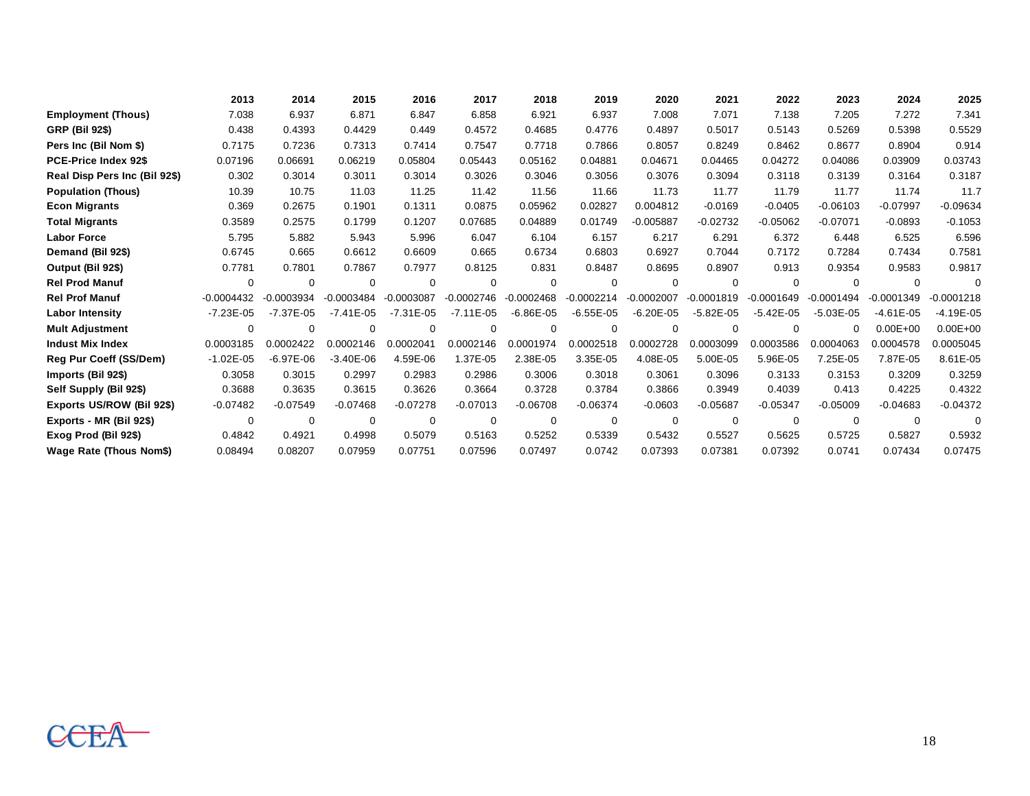| | 2013 | 2014 | 2015 | 2016 | 2017 | 2018 | 2019 | 2020 | 2021 | 2022 | 2023 | 2024 | 2025 |
|---|---|---|---|---|---|---|---|---|---|---|---|---|---|
| **Employment (Thous)** | 7.038 | 6.937 | 6.871 | 6.847 | 6.858 | 6.921 | 6.937 | 7.008 | 7.071 | 7.138 | 7.205 | 7.272 | 7.341 |
| **GRP (Bil 92$)** | 0.438 | 0.4393 | 0.4429 | 0.449 | 0.4572 | 0.4685 | 0.4776 | 0.4897 | 0.5017 | 0.5143 | 0.5269 | 0.5398 | 0.5529 |
| **Pers Inc (Bil Nom $)** | 0.7175 | 0.7236 | 0.7313 | 0.7414 | 0.7547 | 0.7718 | 0.7866 | 0.8057 | 0.8249 | 0.8462 | 0.8677 | 0.8904 | 0.914 |
| **PCE-Price Index 92$** | 0.07196 | 0.06691 | 0.06219 | 0.05804 | 0.05443 | 0.05162 | 0.04881 | 0.04671 | 0.04465 | 0.04272 | 0.04086 | 0.03909 | 0.03743 |
| **Real Disp Pers Inc (Bil 92$)** | 0.302 | 0.3014 | 0.3011 | 0.3014 | 0.3026 | 0.3046 | 0.3056 | 0.3076 | 0.3094 | 0.3118 | 0.3139 | 0.3164 | 0.3187 |
| **Population (Thous)** | 10.39 | 10.75 | 11.03 | 11.25 | 11.42 | 11.56 | 11.66 | 11.73 | 11.77 | 11.79 | 11.77 | 11.74 | 11.7 |
| **Econ Migrants** | 0.369 | 0.2675 | 0.1901 | 0.1311 | 0.0875 | 0.05962 | 0.02827 | 0.004812 | -0.0169 | -0.0405 | -0.06103 | -0.07997 | -0.09634 |
| **Total Migrants** | 0.3589 | 0.2575 | 0.1799 | 0.1207 | 0.07685 | 0.04889 | 0.01749 | -0.005887 | -0.02732 | -0.05062 | -0.07071 | -0.0893 | -0.1053 |
| **Labor Force** | 5.795 | 5.882 | 5.943 | 5.996 | 6.047 | 6.104 | 6.157 | 6.217 | 6.291 | 6.372 | 6.448 | 6.525 | 6.596 |
| **Demand (Bil 92$)** | 0.6745 | 0.665 | 0.6612 | 0.6609 | 0.665 | 0.6734 | 0.6803 | 0.6927 | 0.7044 | 0.7172 | 0.7284 | 0.7434 | 0.7581 |
| **Output (Bil 92$)** | 0.7781 | 0.7801 | 0.7867 | 0.7977 | 0.8125 | 0.831 | 0.8487 | 0.8695 | 0.8907 | 0.913 | 0.9354 | 0.9583 | 0.9817 |
| **Rel Prod Manuf** | 0 | 0 | 0 | 0 | 0 | 0 | 0 | 0 | 0 | 0 | 0 | 0 | 0 |
| **Rel Prof Manuf** | -0.0004432 | -0.0003934 | -0.0003484 | -0.0003087 | -0.0002746 | -0.0002468 | -0.0002214 | -0.0002007 | -0.0001819 | -0.0001649 | -0.0001494 | -0.0001349 | -0.0001218 |
| **Labor Intensity** | -7.23E-05 | -7.37E-05 | -7.41E-05 | -7.31E-05 | -7.11E-05 | -6.86E-05 | -6.55E-05 | -6.20E-05 | -5.82E-05 | -5.42E-05 | -5.03E-05 | -4.61E-05 | -4.19E-05 |
| **Mult Adjustment** | 0 | 0 | 0 | 0 | 0 | 0 | 0 | 0 | 0 | 0 | 0 | 0.00E+00 | 0.00E+00 |
| **Indust Mix Index** | 0.0003185 | 0.0002422 | 0.0002146 | 0.0002041 | 0.0002146 | 0.0001974 | 0.0002518 | 0.0002728 | 0.0003099 | 0.0003586 | 0.0004063 | 0.0004578 | 0.0005045 |
| **Reg Pur Coeff (SS/Dem)** | -1.02E-05 | -6.97E-06 | -3.40E-06 | 4.59E-06 | 1.37E-05 | 2.38E-05 | 3.35E-05 | 4.08E-05 | 5.00E-05 | 5.96E-05 | 7.25E-05 | 7.87E-05 | 8.61E-05 |
| **Imports (Bil 92$)** | 0.3058 | 0.3015 | 0.2997 | 0.2983 | 0.2986 | 0.3006 | 0.3018 | 0.3061 | 0.3096 | 0.3133 | 0.3153 | 0.3209 | 0.3259 |
| **Self Supply (Bil 92$)** | 0.3688 | 0.3635 | 0.3615 | 0.3626 | 0.3664 | 0.3728 | 0.3784 | 0.3866 | 0.3949 | 0.4039 | 0.413 | 0.4225 | 0.4322 |
| **Exports US/ROW (Bil 92$)** | -0.07482 | -0.07549 | -0.07468 | -0.07278 | -0.07013 | -0.06708 | -0.06374 | -0.0603 | -0.05687 | -0.05347 | -0.05009 | -0.04683 | -0.04372 |
| **Exports - MR (Bil 92$)** | 0 | 0 | 0 | 0 | 0 | 0 | 0 | 0 | 0 | 0 | 0 | 0 | 0 |
| **Exog Prod (Bil 92$)** | 0.4842 | 0.4921 | 0.4998 | 0.5079 | 0.5163 | 0.5252 | 0.5339 | 0.5432 | 0.5527 | 0.5625 | 0.5725 | 0.5827 | 0.5932 |
| **Wage Rate (Thous Nom$)** | 0.08494 | 0.08207 | 0.07959 | 0.07751 | 0.07596 | 0.07497 | 0.0742 | 0.07393 | 0.07381 | 0.07392 | 0.0741 | 0.07434 | 0.07475 |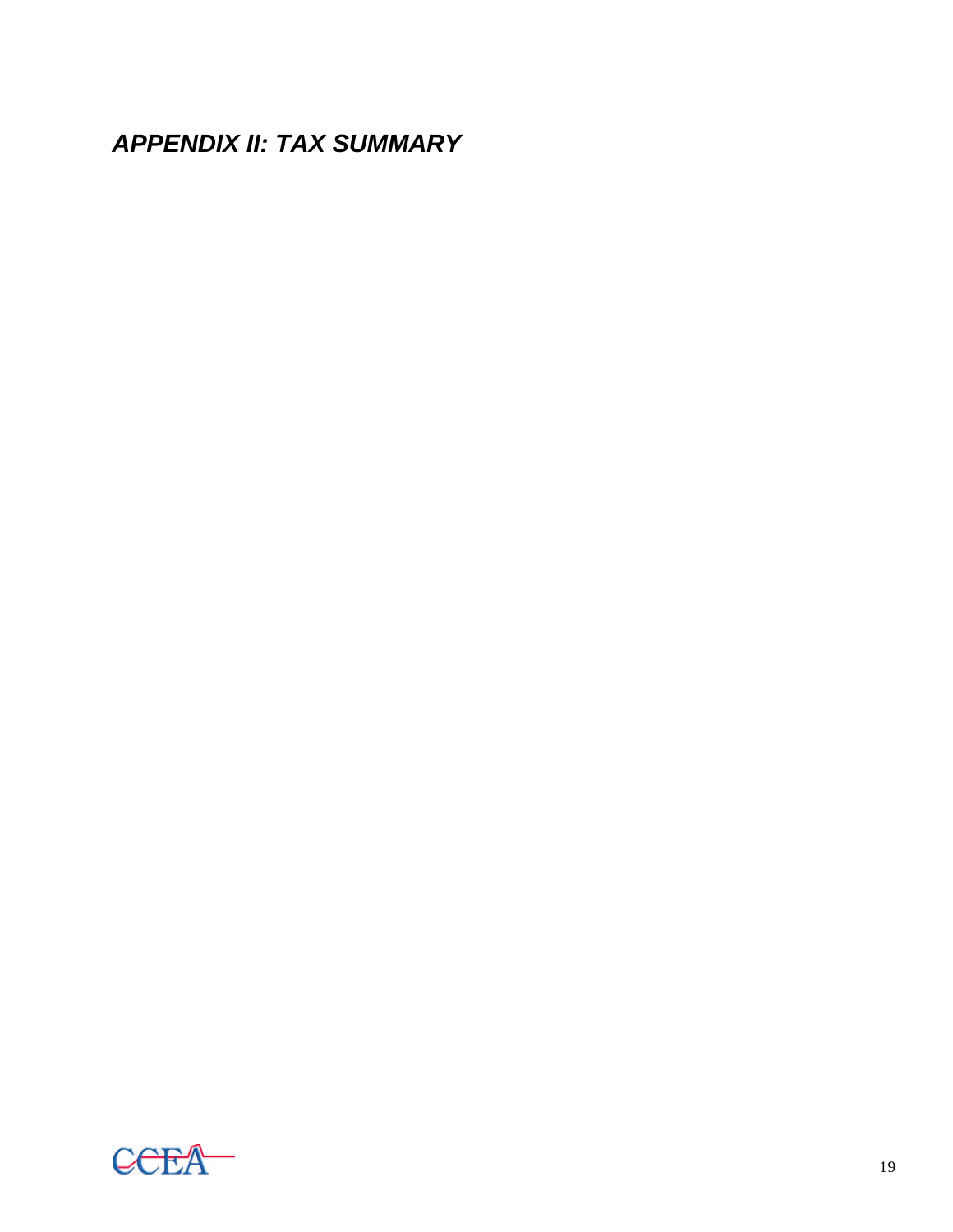# *APPENDIX II: TAX SUMMARY*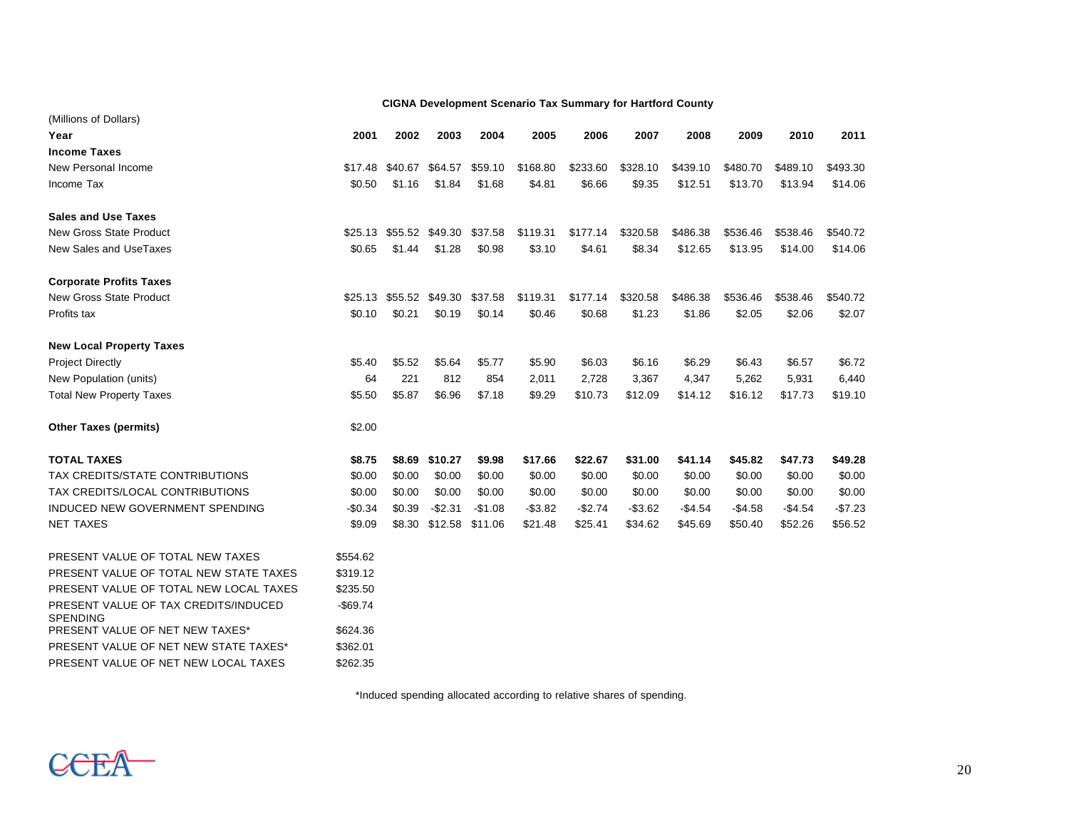**CIGNA Development Scenario Tax Summary for Hartford County**

(Millions of Dollars)

| Year | 2001 | 2002 | 2003 | 2004 | 2005 | 2006 | 2007 | 2008 | 2009 | 2010 | 2011 |
|---|---|---|---|---|---|---|---|---|---|---|---|
| **Income Taxes** | | | | | | | | | | | |
| New Personal Income | $17.48 | $40.67 | $64.57 | $59.10 | $168.80 | $233.60 | $328.10 | $439.10 | $480.70 | $489.10 | $493.30 |
| Income Tax | $0.50 | $1.16 | $1.84 | $1.68 | $4.81 | $6.66 | $9.35 | $12.51 | $13.70 | $13.94 | $14.06 |
| **Sales and Use Taxes** | | | | | | | | | | | |
| New Gross State Product | $25.13 | $55.52 | $49.30 | $37.58 | $119.31 | $177.14 | $320.58 | $486.38 | $536.46 | $538.46 | $540.72 |
| New Sales and UseTaxes | $0.65 | $1.44 | $1.28 | $0.98 | $3.10 | $4.61 | $8.34 | $12.65 | $13.95 | $14.00 | $14.06 |
| **Corporate Profits Taxes** | | | | | | | | | | | |
| New Gross State Product | $25.13 | $55.52 | $49.30 | $37.58 | $119.31 | $177.14 | $320.58 | $486.38 | $536.46 | $538.46 | $540.72 |
| Profits tax | $0.10 | $0.21 | $0.19 | $0.14 | $0.46 | $0.68 | $1.23 | $1.86 | $2.05 | $2.06 | $2.07 |
| **New Local Property Taxes** | | | | | | | | | | | |
| Project Directly | $5.40 | $5.52 | $5.64 | $5.77 | $5.90 | $6.03 | $6.16 | $6.29 | $6.43 | $6.57 | $6.72 |
| New Population (units) | 64 | 221 | 812 | 854 | 2,011 | 2,728 | 3,367 | 4,347 | 5,262 | 5,931 | 6,440 |
| Total New Property Taxes | $5.50 | $5.87 | $6.96 | $7.18 | $9.29 | $10.73 | $12.09 | $14.12 | $16.12 | $17.73 | $19.10 |
| **Other Taxes (permits)** | $2.00 | | | | | | | | | | |
| **TOTAL TAXES** | **$8.75** | **$8.69** | **$10.27** | **$9.98** | **$17.66** | **$22.67** | **$31.00** | **$41.14** | **$45.82** | **$47.73** | **$49.28** |
| TAX CREDITS/STATE CONTRIBUTIONS | $0.00 | $0.00 | $0.00 | $0.00 | $0.00 | $0.00 | $0.00 | $0.00 | $0.00 | $0.00 | $0.00 |
| TAX CREDITS/LOCAL CONTRIBUTIONS | $0.00 | $0.00 | $0.00 | $0.00 | $0.00 | $0.00 | $0.00 | $0.00 | $0.00 | $0.00 | $0.00 |
| INDUCED NEW GOVERNMENT SPENDING | -$0.34 | $0.39 | -$2.31 | -$1.08 | -$3.82 | -$2.74 | -$3.62 | -$4.54 | -$4.58 | -$4.54 | -$7.23 |
| NET TAXES | $9.09 | $8.30 | $12.58 | $11.06 | $21.48 | $25.41 | $34.62 | $45.69 | $50.40 | $52.26 | $56.52 |

| | |
|---|---|
| PRESENT VALUE OF TOTAL NEW TAXES | $554.62 |
| PRESENT VALUE OF TOTAL NEW STATE TAXES | $319.12 |
| PRESENT VALUE OF TOTAL NEW LOCAL TAXES | $235.50 |
| PRESENT VALUE OF TAX CREDITS/INDUCED SPENDING | -$69.74 |
| PRESENT VALUE OF NET NEW TAXES* | $624.36 |
| PRESENT VALUE OF NET NEW STATE TAXES* | $362.01 |
| PRESENT VALUE OF NET NEW LOCAL TAXES | $262.35 |

*Induced spending allocated according to relative shares of spending.

CCEA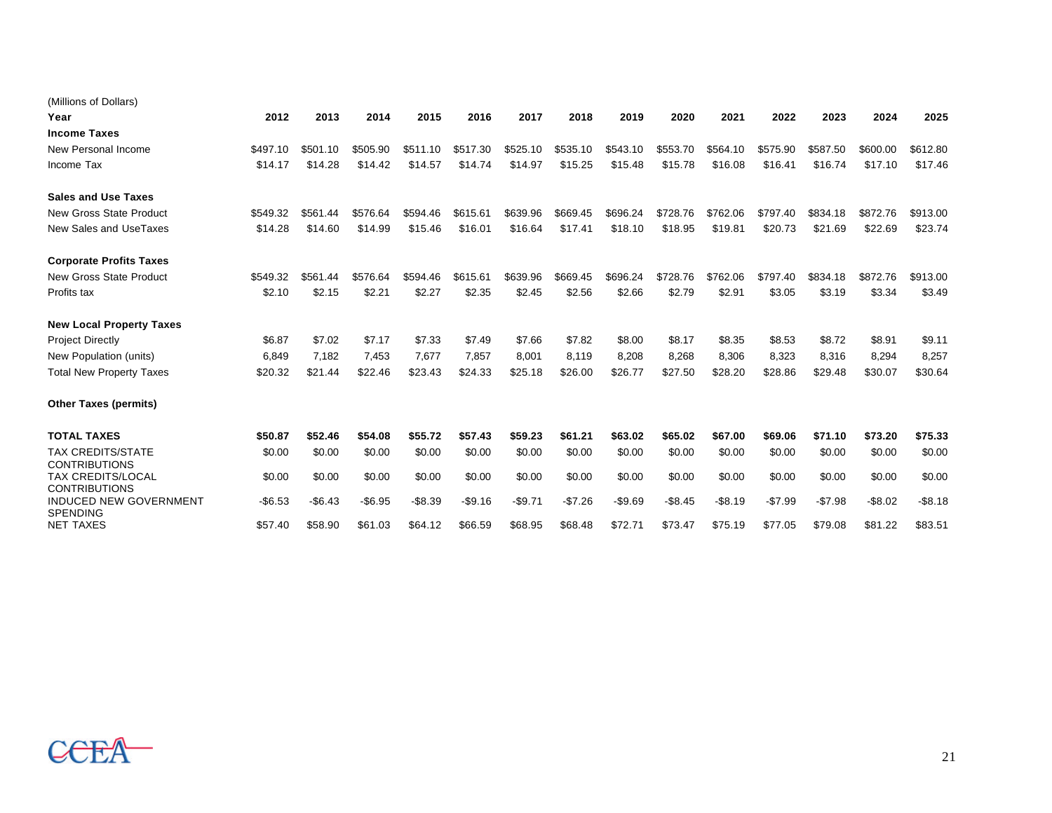(Millions of Dollars)

| Year | 2012 | 2013 | 2014 | 2015 | 2016 | 2017 | 2018 | 2019 | 2020 | 2021 | 2022 | 2023 | 2024 | 2025 |
|---|---|---|---|---|---|---|---|---|---|---|---|---|---|---|
| **Income Taxes** | | | | | | | | | | | | | | |
| New Personal Income | $497.10 | $501.10 | $505.90 | $511.10 | $517.30 | $525.10 | $535.10 | $543.10 | $553.70 | $564.10 | $575.90 | $587.50 | $600.00 | $612.80 |
| Income Tax | $14.17 | $14.28 | $14.42 | $14.57 | $14.74 | $14.97 | $15.25 | $15.48 | $15.78 | $16.08 | $16.41 | $16.74 | $17.10 | $17.46 |
| **Sales and Use Taxes** | | | | | | | | | | | | | | |
| New Gross State Product | $549.32 | $561.44 | $576.64 | $594.46 | $615.61 | $639.96 | $669.45 | $696.24 | $728.76 | $762.06 | $797.40 | $834.18 | $872.76 | $913.00 |
| New Sales and UseTaxes | $14.28 | $14.60 | $14.99 | $15.46 | $16.01 | $16.64 | $17.41 | $18.10 | $18.95 | $19.81 | $20.73 | $21.69 | $22.69 | $23.74 |
| **Corporate Profits Taxes** | | | | | | | | | | | | | | |
| New Gross State Product | $549.32 | $561.44 | $576.64 | $594.46 | $615.61 | $639.96 | $669.45 | $696.24 | $728.76 | $762.06 | $797.40 | $834.18 | $872.76 | $913.00 |
| Profits tax | $2.10 | $2.15 | $2.21 | $2.27 | $2.35 | $2.45 | $2.56 | $2.66 | $2.79 | $2.91 | $3.05 | $3.19 | $3.34 | $3.49 |
| **New Local Property Taxes** | | | | | | | | | | | | | | |
| Project Directly | $6.87 | $7.02 | $7.17 | $7.33 | $7.49 | $7.66 | $7.82 | $8.00 | $8.17 | $8.35 | $8.53 | $8.72 | $8.91 | $9.11 |
| New Population (units) | 6,849 | 7,182 | 7,453 | 7,677 | 7,857 | 8,001 | 8,119 | 8,208 | 8,268 | 8,306 | 8,323 | 8,316 | 8,294 | 8,257 |
| Total New Property Taxes | $20.32 | $21.44 | $22.46 | $23.43 | $24.33 | $25.18 | $26.00 | $26.77 | $27.50 | $28.20 | $28.86 | $29.48 | $30.07 | $30.64 |
| **Other Taxes (permits)** | | | | | | | | | | | | | | |
| **TOTAL TAXES** | **$50.87** | **$52.46** | **$54.08** | **$55.72** | **$57.43** | **$59.23** | **$61.21** | **$63.02** | **$65.02** | **$67.00** | **$69.06** | **$71.10** | **$73.20** | **$75.33** |
| TAX CREDITS/STATE CONTRIBUTIONS | $0.00 | $0.00 | $0.00 | $0.00 | $0.00 | $0.00 | $0.00 | $0.00 | $0.00 | $0.00 | $0.00 | $0.00 | $0.00 | $0.00 |
| TAX CREDITS/LOCAL CONTRIBUTIONS | $0.00 | $0.00 | $0.00 | $0.00 | $0.00 | $0.00 | $0.00 | $0.00 | $0.00 | $0.00 | $0.00 | $0.00 | $0.00 | $0.00 |
| INDUCED NEW GOVERNMENT SPENDING | -$6.53 | -$6.43 | -$6.95 | -$8.39 | -$9.16 | -$9.71 | -$7.26 | -$9.69 | -$8.45 | -$8.19 | -$7.99 | -$7.98 | -$8.02 | -$8.18 |
| NET TAXES | $57.40 | $58.90 | $61.03 | $64.12 | $66.59 | $68.95 | $68.48 | $72.71 | $73.47 | $75.19 | $77.05 | $79.08 | $81.22 | $83.51 |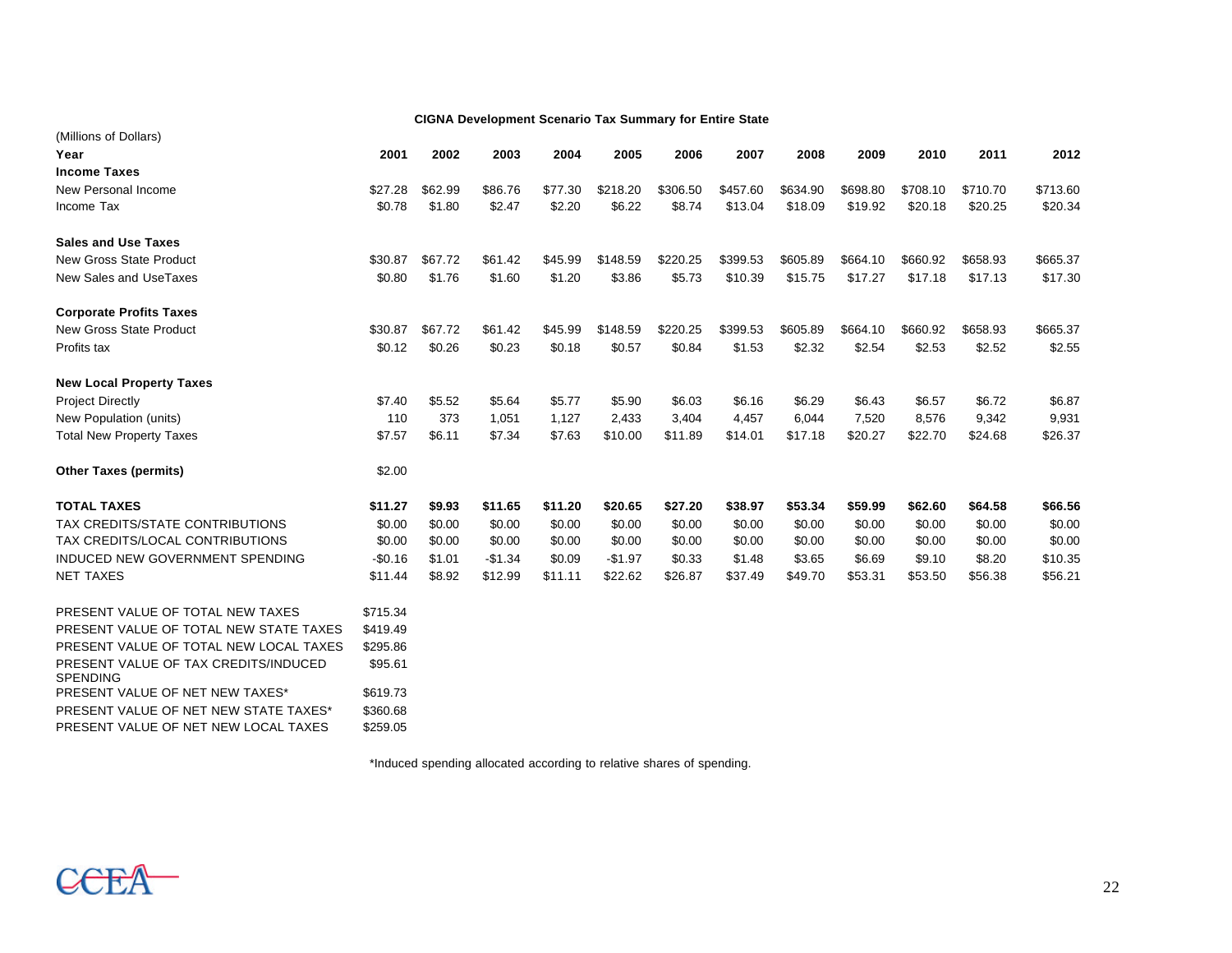**CIGNA Development Scenario Tax Summary for Entire State**

| (Millions of Dollars) | | | | | | | | | | | | |
|---|---|---|---|---|---|---|---|---|---|---|---|---|
| **Year** | **2001** | **2002** | **2003** | **2004** | **2005** | **2006** | **2007** | **2008** | **2009** | **2010** | **2011** | **2012** |
| **Income Taxes** | | | | | | | | | | | | |
| New Personal Income | $27.28 | $62.99 | $86.76 | $77.30 | $218.20 | $306.50 | $457.60 | $634.90 | $698.80 | $708.10 | $710.70 | $713.60 |
| Income Tax | $0.78 | $1.80 | $2.47 | $2.20 | $6.22 | $8.74 | $13.04 | $18.09 | $19.92 | $20.18 | $20.25 | $20.34 |
| **Sales and Use Taxes** | | | | | | | | | | | | |
| New Gross State Product | $30.87 | $67.72 | $61.42 | $45.99 | $148.59 | $220.25 | $399.53 | $605.89 | $664.10 | $660.92 | $658.93 | $665.37 |
| New Sales and UseTaxes | $0.80 | $1.76 | $1.60 | $1.20 | $3.86 | $5.73 | $10.39 | $15.75 | $17.27 | $17.18 | $17.13 | $17.30 |
| **Corporate Profits Taxes** | | | | | | | | | | | | |
| New Gross State Product | $30.87 | $67.72 | $61.42 | $45.99 | $148.59 | $220.25 | $399.53 | $605.89 | $664.10 | $660.92 | $658.93 | $665.37 |
| Profits tax | $0.12 | $0.26 | $0.23 | $0.18 | $0.57 | $0.84 | $1.53 | $2.32 | $2.54 | $2.53 | $2.52 | $2.55 |
| **New Local Property Taxes** | | | | | | | | | | | | |
| Project Directly | $7.40 | $5.52 | $5.64 | $5.77 | $5.90 | $6.03 | $6.16 | $6.29 | $6.43 | $6.57 | $6.72 | $6.87 |
| New Population (units) | 110 | 373 | 1,051 | 1,127 | 2,433 | 3,404 | 4,457 | 6,044 | 7,520 | 8,576 | 9,342 | 9,931 |
| Total New Property Taxes | $7.57 | $6.11 | $7.34 | $7.63 | $10.00 | $11.89 | $14.01 | $17.18 | $20.27 | $22.70 | $24.68 | $26.37 |
| **Other Taxes (permits)** | $2.00 | | | | | | | | | | | |
| **TOTAL TAXES** | **$11.27** | **$9.93** | **$11.65** | **$11.20** | **$20.65** | **$27.20** | **$38.97** | **$53.34** | **$59.99** | **$62.60** | **$64.58** | **$66.56** |
| TAX CREDITS/STATE CONTRIBUTIONS | $0.00 | $0.00 | $0.00 | $0.00 | $0.00 | $0.00 | $0.00 | $0.00 | $0.00 | $0.00 | $0.00 | $0.00 |
| TAX CREDITS/LOCAL CONTRIBUTIONS | $0.00 | $0.00 | $0.00 | $0.00 | $0.00 | $0.00 | $0.00 | $0.00 | $0.00 | $0.00 | $0.00 | $0.00 |
| INDUCED NEW GOVERNMENT SPENDING | -$0.16 | $1.01 | -$1.34 | $0.09 | -$1.97 | $0.33 | $1.48 | $3.65 | $6.69 | $9.10 | $8.20 | $10.35 |
| NET TAXES | $11.44 | $8.92 | $12.99 | $11.11 | $22.62 | $26.87 | $37.49 | $49.70 | $53.31 | $53.50 | $56.38 | $56.21 |

| | |
|---|---|
| PRESENT VALUE OF TOTAL NEW TAXES | $715.34 |
| PRESENT VALUE OF TOTAL NEW STATE TAXES | $419.49 |
| PRESENT VALUE OF TOTAL NEW LOCAL TAXES | $295.86 |
| PRESENT VALUE OF TAX CREDITS/INDUCED SPENDING | $95.61 |
| PRESENT VALUE OF NET NEW TAXES* | $619.73 |
| PRESENT VALUE OF NET NEW STATE TAXES* | $360.68 |
| PRESENT VALUE OF NET NEW LOCAL TAXES | $259.05 |

*Induced spending allocated according to relative shares of spending.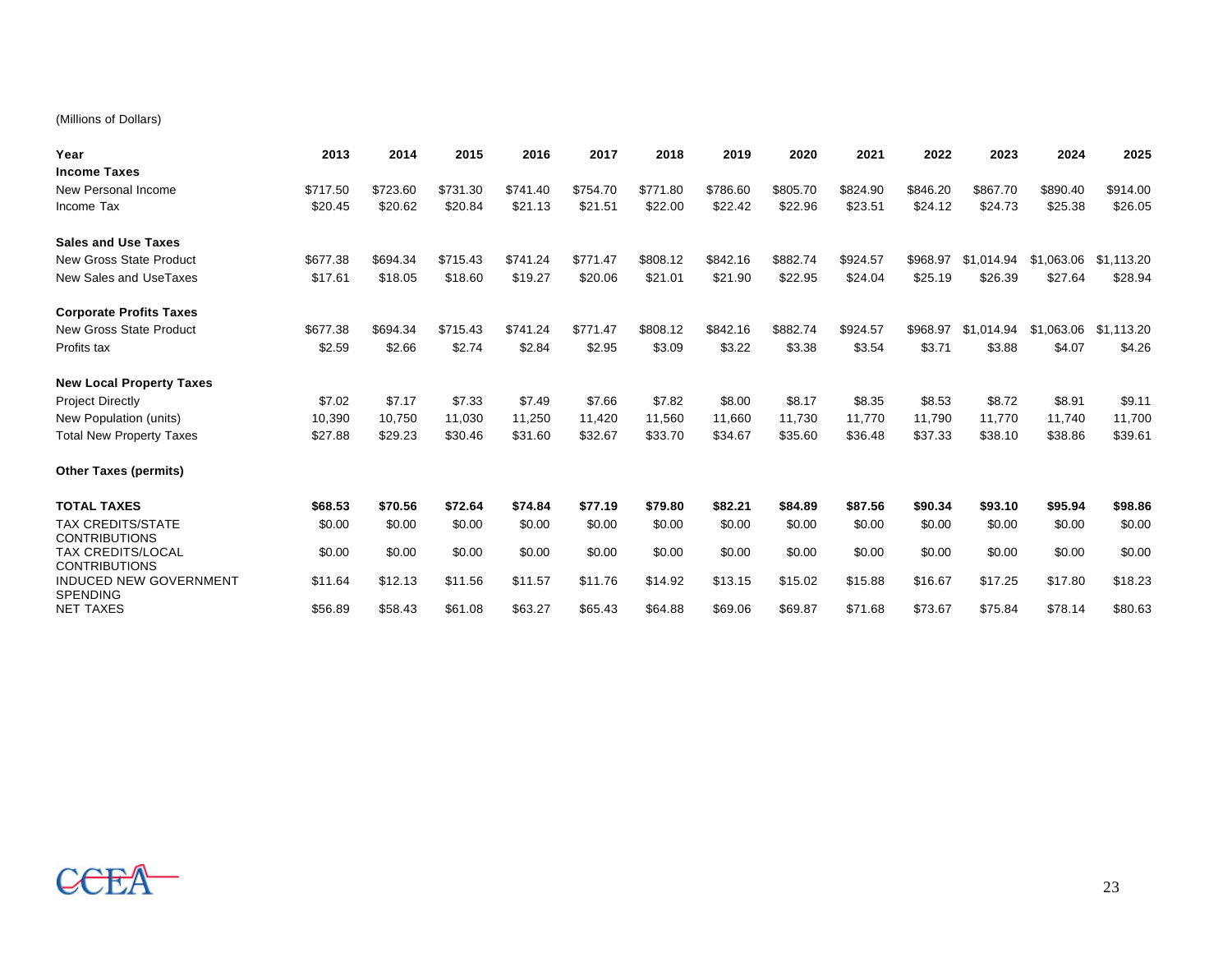(Millions of Dollars)

| Year | 2013 | 2014 | 2015 | 2016 | 2017 | 2018 | 2019 | 2020 | 2021 | 2022 | 2023 | 2024 | 2025 |
|---|---|---|---|---|---|---|---|---|---|---|---|---|---|
| **Income Taxes** | | | | | | | | | | | | | |
| New Personal Income | $717.50 | $723.60 | $731.30 | $741.40 | $754.70 | $771.80 | $786.60 | $805.70 | $824.90 | $846.20 | $867.70 | $890.40 | $914.00 |
| Income Tax | $20.45 | $20.62 | $20.84 | $21.13 | $21.51 | $22.00 | $22.42 | $22.96 | $23.51 | $24.12 | $24.73 | $25.38 | $26.05 |
| **Sales and Use Taxes** | | | | | | | | | | | | | |
| New Gross State Product | $677.38 | $694.34 | $715.43 | $741.24 | $771.47 | $808.12 | $842.16 | $882.74 | $924.57 | $968.97 | $1,014.94 | $1,063.06 | $1,113.20 |
| New Sales and UseTaxes | $17.61 | $18.05 | $18.60 | $19.27 | $20.06 | $21.01 | $21.90 | $22.95 | $24.04 | $25.19 | $26.39 | $27.64 | $28.94 |
| **Corporate Profits Taxes** | | | | | | | | | | | | | |
| New Gross State Product | $677.38 | $694.34 | $715.43 | $741.24 | $771.47 | $808.12 | $842.16 | $882.74 | $924.57 | $968.97 | $1,014.94 | $1,063.06 | $1,113.20 |
| Profits tax | $2.59 | $2.66 | $2.74 | $2.84 | $2.95 | $3.09 | $3.22 | $3.38 | $3.54 | $3.71 | $3.88 | $4.07 | $4.26 |
| **New Local Property Taxes** | | | | | | | | | | | | | |
| Project Directly | $7.02 | $7.17 | $7.33 | $7.49 | $7.66 | $7.82 | $8.00 | $8.17 | $8.35 | $8.53 | $8.72 | $8.91 | $9.11 |
| New Population (units) | 10,390 | 10,750 | 11,030 | 11,250 | 11,420 | 11,560 | 11,660 | 11,730 | 11,770 | 11,790 | 11,770 | 11,740 | 11,700 |
| Total New Property Taxes | $27.88 | $29.23 | $30.46 | $31.60 | $32.67 | $33.70 | $34.67 | $35.60 | $36.48 | $37.33 | $38.10 | $38.86 | $39.61 |
| **Other Taxes (permits)** | | | | | | | | | | | | | |
| **TOTAL TAXES** | **$68.53** | **$70.56** | **$72.64** | **$74.84** | **$77.19** | **$79.80** | **$82.21** | **$84.89** | **$87.56** | **$90.34** | **$93.10** | **$95.94** | **$98.86** |
| TAX CREDITS/STATE CONTRIBUTIONS | $0.00 | $0.00 | $0.00 | $0.00 | $0.00 | $0.00 | $0.00 | $0.00 | $0.00 | $0.00 | $0.00 | $0.00 | $0.00 |
| TAX CREDITS/LOCAL CONTRIBUTIONS | $0.00 | $0.00 | $0.00 | $0.00 | $0.00 | $0.00 | $0.00 | $0.00 | $0.00 | $0.00 | $0.00 | $0.00 | $0.00 |
| INDUCED NEW GOVERNMENT SPENDING | $11.64 | $12.13 | $11.56 | $11.57 | $11.76 | $14.92 | $13.15 | $15.02 | $15.88 | $16.67 | $17.25 | $17.80 | $18.23 |
| NET TAXES | $56.89 | $58.43 | $61.08 | $63.27 | $65.43 | $64.88 | $69.06 | $69.87 | $71.68 | $73.67 | $75.84 | $78.14 | $80.63 |